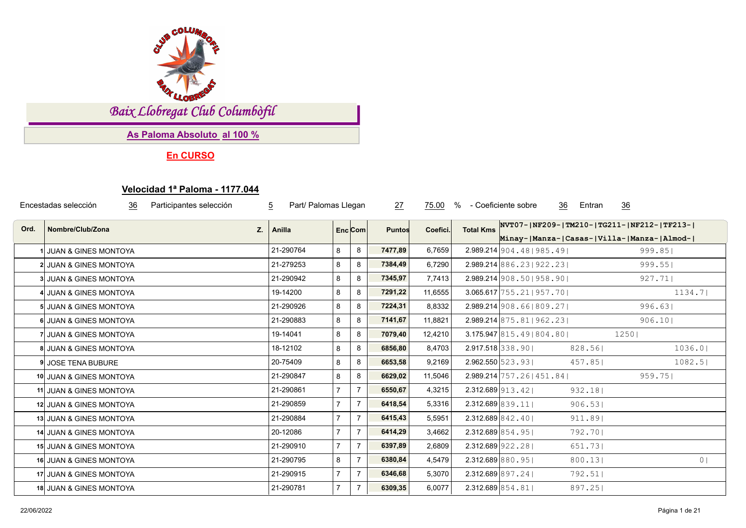# Baix Llobregat Club Colombòfil

## As Paloma Absoluto al 100 %

**En CURSO**

### Velocidad 1ª Paloma - 1177.044

Encestadas selección 36 Participantes selección 5 Part/ Palomas Llegan 27 75.00 % - Coeficiente sobre 36 Entran 36

| Ord. | Nombre/Club/Zona | Z. | Anilla | Enc | Com | Puntos | Coefici. | Total Kms | NVT07-Minay | NF209-Manza | TM210-Casas | TG211-Villa | NF212-Manza | TF213-Almod |
|---|---|---|---|---|---|---|---|---|---|---|---|---|---|---|
| 1 | JUAN & GINES MONTOYA | | 21-290764 | 8 | 8 | **7477,89** | 6,7659 | 2.989.214 | 904.48 | 985.49 | | | 999.85 | |
| 2 | JUAN & GINES MONTOYA | | 21-279253 | 8 | 8 | **7384,49** | 6,7290 | 2.989.214 | 886.23 | 922.23 | | | 999.55 | |
| 3 | JUAN & GINES MONTOYA | | 21-290942 | 8 | 8 | **7345,97** | 7,7413 | 2.989.214 | 908.50 | 958.90 | | | 927.71 | |
| 4 | JUAN & GINES MONTOYA | | 19-14200 | 8 | 8 | **7291,22** | 11,6555 | 3.065.617 | 755.21 | 957.70 | | | | 1134.7 |
| 5 | JUAN & GINES MONTOYA | | 21-290926 | 8 | 8 | **7224,31** | 8,8332 | 2.989.214 | 908.66 | 809.27 | | | 996.63 | |
| 6 | JUAN & GINES MONTOYA | | 21-290883 | 8 | 8 | **7141,67** | 11,8821 | 2.989.214 | 875.81 | 962.23 | | | 906.10 | |
| 7 | JUAN & GINES MONTOYA | | 19-14041 | 8 | 8 | **7079,40** | 12,4210 | 3.175.947 | 815.49 | 804.80 | | 1250 | | |
| 8 | JUAN & GINES MONTOYA | | 18-12102 | 8 | 8 | **6856,80** | 8,4703 | 2.917.518 | 338.90 | | 828.56 | | | 1036.0 |
| 9 | JOSE TENA BUBURE | | 20-75409 | 8 | 8 | **6653,58** | 9,2169 | 2.962.550 | 523.93 | | 457.85 | | | 1082.5 |
| 10 | JUAN & GINES MONTOYA | | 21-290847 | 8 | 8 | **6629,02** | 11,5046 | 2.989.214 | 757.26 | 451.84 | | | 959.75 | |
| 11 | JUAN & GINES MONTOYA | | 21-290861 | 7 | 7 | **6550,67** | 4,3215 | 2.312.689 | 913.42 | | 932.18 | | | |
| 12 | JUAN & GINES MONTOYA | | 21-290859 | 7 | 7 | **6418,54** | 5,3316 | 2.312.689 | 839.11 | | 906.53 | | | |
| 13 | JUAN & GINES MONTOYA | | 21-290884 | 7 | 7 | **6415,43** | 5,5951 | 2.312.689 | 842.40 | | 911.89 | | | |
| 14 | JUAN & GINES MONTOYA | | 20-12086 | 7 | 7 | **6414,29** | 3,4662 | 2.312.689 | 854.95 | | 792.70 | | | |
| 15 | JUAN & GINES MONTOYA | | 21-290910 | 7 | 7 | **6397,89** | 2,6809 | 2.312.689 | 922.28 | | 651.73 | | | |
| 16 | JUAN & GINES MONTOYA | | 21-290795 | 8 | 7 | **6380,84** | 4,5479 | 2.312.689 | 880.95 | | 800.13 | | | 0 |
| 17 | JUAN & GINES MONTOYA | | 21-290915 | 7 | 7 | **6346,68** | 5,3070 | 2.312.689 | 897.24 | | 792.51 | | | |
| 18 | JUAN & GINES MONTOYA | | 21-290781 | 7 | 7 | **6309,35** | 6,0077 | 2.312.689 | 854.81 | | 897.25 | | | |

22/06/2022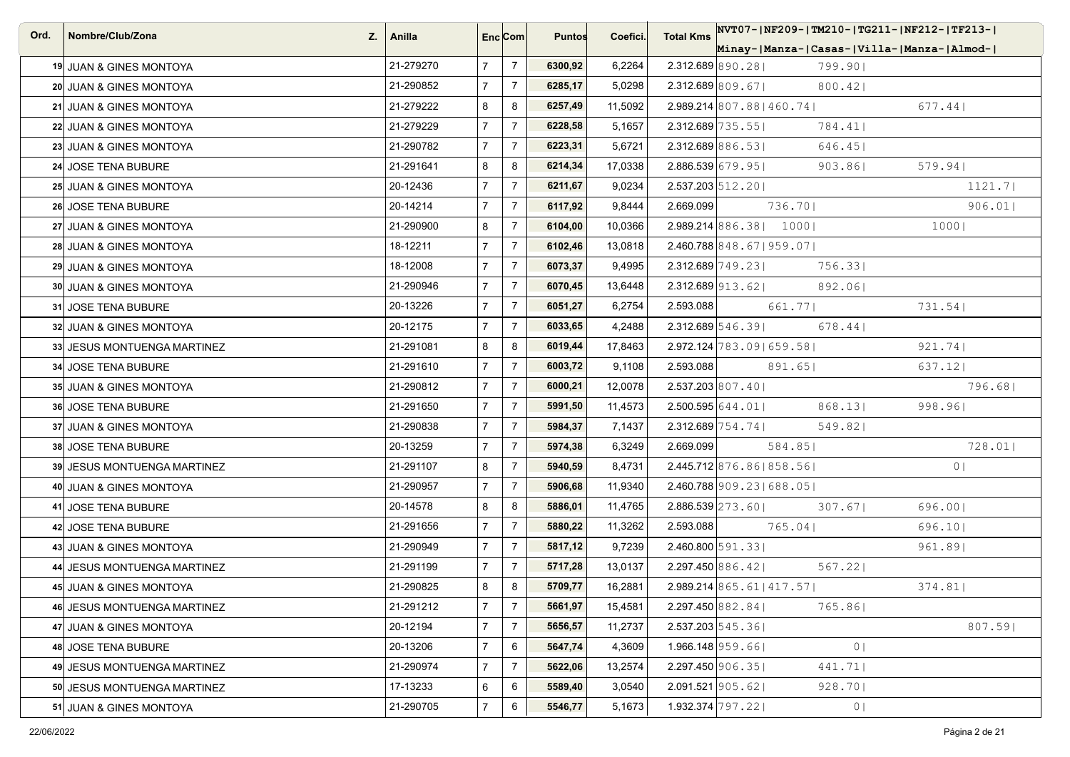| Ord. | Nombre/Club/Zona | Z. | Anilla | Enc | Com | Puntos | Coefici. | Total Kms | NVT07- Minay- | NF209- Manza- | TM210- Casas- | TG211- Villa- | NF212- Manza- | TF213- Almod- |
|---|---|---|---|---|---|---|---|---|---|---|---|---|---|---|
| 19 | JUAN & GINES MONTOYA | | 21-279270 | 7 | 7 | **6300,92** | 6,2264 | **2.312.689** | 890.28 | | 799.90 | | | |
| 20 | JUAN & GINES MONTOYA | | 21-290852 | 7 | 7 | **6285,17** | 5,0298 | **2.312.689** | 809.67 | | 800.42 | | | |
| 21 | JUAN & GINES MONTOYA | | 21-279222 | 8 | 8 | **6257,49** | 11,5092 | **2.989.214** | 807.88 | 460.74 | | | 677.44 | |
| 22 | JUAN & GINES MONTOYA | | 21-279229 | 7 | 7 | **6228,58** | 5,1657 | **2.312.689** | 735.55 | | 784.41 | | | |
| 23 | JUAN & GINES MONTOYA | | 21-290782 | 7 | 7 | **6223,31** | 5,6721 | **2.312.689** | 886.53 | | 646.45 | | | |
| 24 | JOSE TENA BUBURE | | 21-291641 | 8 | 8 | **6214,34** | 17,0338 | **2.886.539** | 679.95 | | 903.86 | | 579.94 | |
| 25 | JUAN & GINES MONTOYA | | 20-12436 | 7 | 7 | **6211,67** | 9,0234 | **2.537.203** | 512.20 | | | | | 1121.7 |
| 26 | JOSE TENA BUBURE | | 20-14214 | 7 | 7 | **6117,92** | 9,8444 | 2.669.099 | | 736.70 | | | | 906.01 |
| 27 | JUAN & GINES MONTOYA | | 21-290900 | 8 | 7 | **6104,00** | 10,0366 | **2.989.214** | 886.38 | 1000 | | | 1000 | |
| 28 | JUAN & GINES MONTOYA | | 18-12211 | 7 | 7 | **6102,46** | 13,0818 | **2.460.788** | 848.67 | 959.07 | | | | |
| 29 | JUAN & GINES MONTOYA | | 18-12008 | 7 | 7 | **6073,37** | 9,4995 | **2.312.689** | 749.23 | | 756.33 | | | |
| 30 | JUAN & GINES MONTOYA | | 21-290946 | 7 | 7 | **6070,45** | 13,6448 | **2.312.689** | 913.62 | | 892.06 | | | |
| 31 | JOSE TENA BUBURE | | 20-13226 | 7 | 7 | **6051,27** | 6,2754 | 2.593.088 | | 661.77 | | | 731.54 | |
| 32 | JUAN & GINES MONTOYA | | 20-12175 | 7 | 7 | **6033,65** | 4,2488 | **2.312.689** | 546.39 | | 678.44 | | | |
| 33 | JESUS MONTUENGA MARTINEZ | | 21-291081 | 8 | 8 | **6019,44** | 17,8463 | **2.972.124** | 783.09 | 659.58 | | | 921.74 | |
| 34 | JOSE TENA BUBURE | | 21-291610 | 7 | 7 | **6003,72** | 9,1108 | 2.593.088 | | 891.65 | | | 637.12 | |
| 35 | JUAN & GINES MONTOYA | | 21-290812 | 7 | 7 | **6000,21** | 12,0078 | **2.537.203** | 807.40 | | | | | 796.68 |
| 36 | JOSE TENA BUBURE | | 21-291650 | 7 | 7 | **5991,50** | 11,4573 | **2.500.595** | 644.01 | | 868.13 | | 998.96 | |
| 37 | JUAN & GINES MONTOYA | | 21-290838 | 7 | 7 | **5984,37** | 7,1437 | **2.312.689** | 754.74 | | 549.82 | | | |
| 38 | JOSE TENA BUBURE | | 20-13259 | 7 | 7 | **5974,38** | 6,3249 | 2.669.099 | | 584.85 | | | | 728.01 |
| 39 | JESUS MONTUENGA MARTINEZ | | 21-291107 | 8 | 7 | **5940,59** | 8,4731 | **2.445.712** | 876.86 | 858.56 | | | 0 | |
| 40 | JUAN & GINES MONTOYA | | 21-290957 | 7 | 7 | **5906,68** | 11,9340 | **2.460.788** | 909.23 | 688.05 | | | | |
| 41 | JOSE TENA BUBURE | | 20-14578 | 8 | 8 | **5886,01** | 11,4765 | **2.886.539** | 273.60 | | 307.67 | | 696.00 | |
| 42 | JOSE TENA BUBURE | | 21-291656 | 7 | 7 | **5880,22** | 11,3262 | 2.593.088 | | 765.04 | | | 696.10 | |
| 43 | JUAN & GINES MONTOYA | | 21-290949 | 7 | 7 | **5817,12** | 9,7239 | **2.460.800** | 591.33 | | | | 961.89 | |
| 44 | JESUS MONTUENGA MARTINEZ | | 21-291199 | 7 | 7 | **5717,28** | 13,0137 | **2.297.450** | 886.42 | | 567.22 | | | |
| 45 | JUAN & GINES MONTOYA | | 21-290825 | 8 | 8 | **5709,77** | 16,2881 | **2.989.214** | 865.61 | 417.57 | | | 374.81 | |
| 46 | JESUS MONTUENGA MARTINEZ | | 21-291212 | 7 | 7 | **5661,97** | 15,4581 | **2.297.450** | 882.84 | | 765.86 | | | |
| 47 | JUAN & GINES MONTOYA | | 20-12194 | 7 | 7 | **5656,57** | 11,2737 | **2.537.203** | 545.36 | | | | | 807.59 |
| 48 | JOSE TENA BUBURE | | 20-13206 | 7 | 6 | **5647,74** | 4,3609 | **1.966.148** | 959.66 | | 0 | | | |
| 49 | JESUS MONTUENGA MARTINEZ | | 21-290974 | 7 | 7 | **5622,06** | 13,2574 | **2.297.450** | 906.35 | | 441.71 | | | |
| 50 | JESUS MONTUENGA MARTINEZ | | 17-13233 | 6 | 6 | **5589,40** | 3,0540 | **2.091.521** | 905.62 | | 928.70 | | | |
| 51 | JUAN & GINES MONTOYA | | 21-290705 | 7 | 6 | **5546,77** | 5,1673 | **1.932.374** | 797.22 | | 0 | | | |

22/06/2022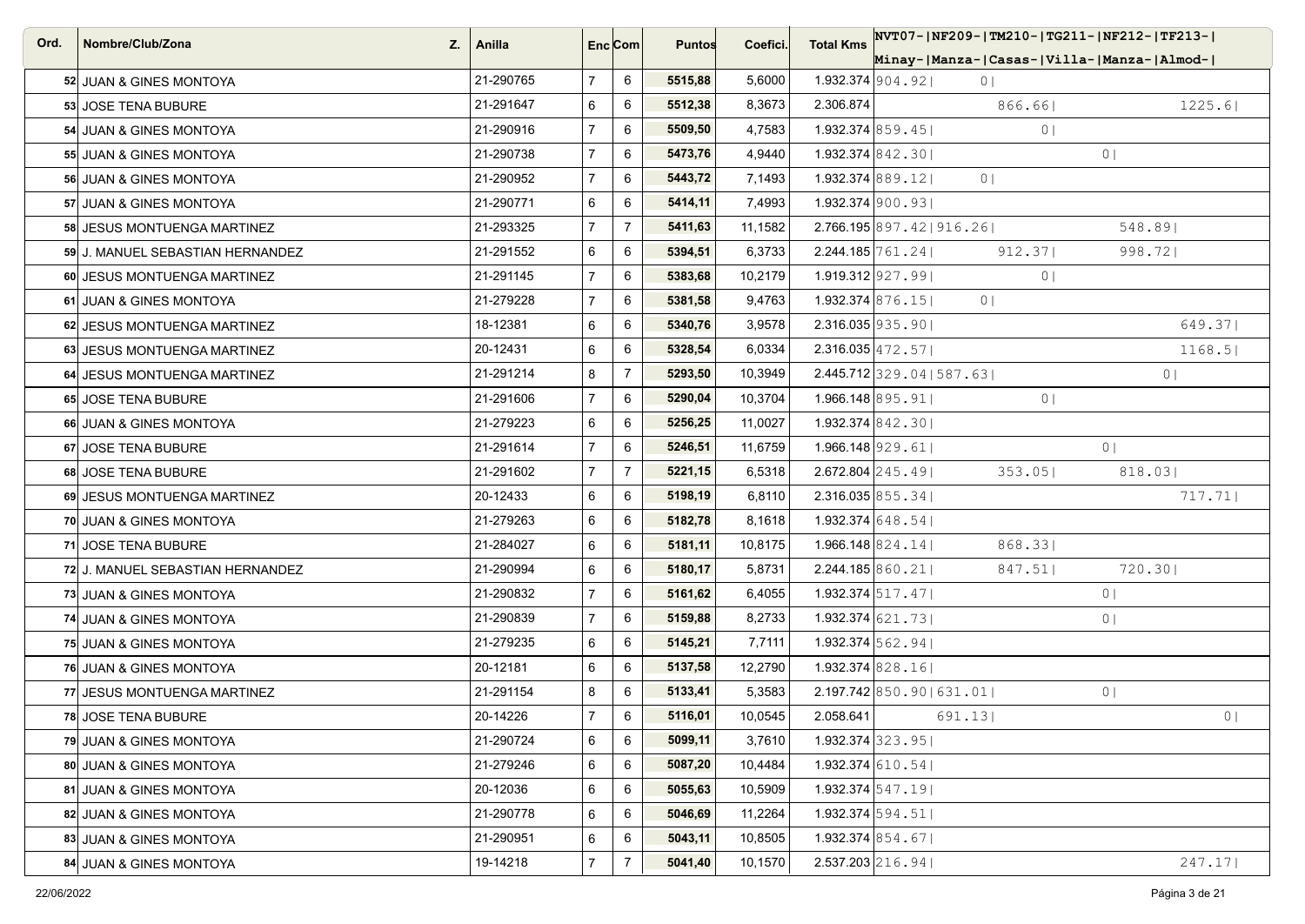| Ord. | Nombre/Club/Zona | Z. | Anilla | Enc | Com | Puntos | Coefici. | Total Kms | NVT07- Minay- | NF209- Manza- | TM210- Casas- | TG211- Villa- | NF212- Manza- | TF213- Almod- |
|---|---|---|---|---|---|---|---|---|---|---|---|---|---|---|
| 52 | JUAN & GINES MONTOYA | | 21-290765 | 7 | 6 | **5515,88** | 5,6000 | 1.932.374 | 904.92\| | 0\| | | | | |
| 53 | JOSE TENA BUBURE | | 21-291647 | 6 | 6 | **5512,38** | 8,3673 | 2.306.874 | | | 866.66\| | | | 1225.6\| |
| 54 | JUAN & GINES MONTOYA | | 21-290916 | 7 | 6 | **5509,50** | 4,7583 | 1.932.374 | 859.45\| | | 0\| | | | |
| 55 | JUAN & GINES MONTOYA | | 21-290738 | 7 | 6 | **5473,76** | 4,9440 | 1.932.374 | 842.30\| | | | 0\| | | |
| 56 | JUAN & GINES MONTOYA | | 21-290952 | 7 | 6 | **5443,72** | 7,1493 | 1.932.374 | 889.12\| | 0\| | | | | |
| 57 | JUAN & GINES MONTOYA | | 21-290771 | 6 | 6 | **5414,11** | 7,4993 | 1.932.374 | 900.93\| | | | | | |
| 58 | JESUS MONTUENGA MARTINEZ | | 21-293325 | 7 | 7 | **5411,63** | 11,1582 | 2.766.195 | 897.42\| | 916.26\| | | | 548.89\| | |
| 59 | J. MANUEL SEBASTIAN HERNANDEZ | | 21-291552 | 6 | 6 | **5394,51** | 6,3733 | 2.244.185 | 761.24\| | | 912.37\| | 998.72\| | | |
| 60 | JESUS MONTUENGA MARTINEZ | | 21-291145 | 7 | 6 | **5383,68** | 10,2179 | 1.919.312 | 927.99\| | | 0\| | | | |
| 61 | JUAN & GINES MONTOYA | | 21-279228 | 7 | 6 | **5381,58** | 9,4763 | 1.932.374 | 876.15\| | 0\| | | | | |
| 62 | JESUS MONTUENGA MARTINEZ | | 18-12381 | 6 | 6 | **5340,76** | 3,9578 | 2.316.035 | 935.90\| | | | | | 649.37\| |
| 63 | JESUS MONTUENGA MARTINEZ | | 20-12431 | 6 | 6 | **5328,54** | 6,0334 | 2.316.035 | 472.57\| | | | | | 1168.5\| |
| 64 | JESUS MONTUENGA MARTINEZ | | 21-291214 | 8 | 7 | **5293,50** | 10,3949 | 2.445.712 | 329.04\| | 587.63\| | | | 0\| | |
| 65 | JOSE TENA BUBURE | | 21-291606 | 7 | 6 | **5290,04** | 10,3704 | 1.966.148 | 895.91\| | | 0\| | | | |
| 66 | JUAN & GINES MONTOYA | | 21-279223 | 6 | 6 | **5256,25** | 11,0027 | 1.932.374 | 842.30\| | | | | | |
| 67 | JOSE TENA BUBURE | | 21-291614 | 7 | 6 | **5246,51** | 11,6759 | 1.966.148 | 929.61\| | | | 0\| | | |
| 68 | JOSE TENA BUBURE | | 21-291602 | 7 | 7 | **5221,15** | 6,5318 | 2.672.804 | 245.49\| | | 353.05\| | 818.03\| | | |
| 69 | JESUS MONTUENGA MARTINEZ | | 20-12433 | 6 | 6 | **5198,19** | 6,8110 | 2.316.035 | 855.34\| | | | | | 717.71\| |
| 70 | JUAN & GINES MONTOYA | | 21-279263 | 6 | 6 | **5182,78** | 8,1618 | 1.932.374 | 648.54\| | | | | | |
| 71 | JOSE TENA BUBURE | | 21-284027 | 6 | 6 | **5181,11** | 10,8175 | 1.966.148 | 824.14\| | | 868.33\| | | | |
| 72 | J. MANUEL SEBASTIAN HERNANDEZ | | 21-290994 | 6 | 6 | **5180,17** | 5,8731 | 2.244.185 | 860.21\| | | 847.51\| | 720.30\| | | |
| 73 | JUAN & GINES MONTOYA | | 21-290832 | 7 | 6 | **5161,62** | 6,4055 | 1.932.374 | 517.47\| | | | 0\| | | |
| 74 | JUAN & GINES MONTOYA | | 21-290839 | 7 | 6 | **5159,88** | 8,2733 | 1.932.374 | 621.73\| | | | 0\| | | |
| 75 | JUAN & GINES MONTOYA | | 21-279235 | 6 | 6 | **5145,21** | 7,7111 | 1.932.374 | 562.94\| | | | | | |
| 76 | JUAN & GINES MONTOYA | | 20-12181 | 6 | 6 | **5137,58** | 12,2790 | 1.932.374 | 828.16\| | | | | | |
| 77 | JESUS MONTUENGA MARTINEZ | | 21-291154 | 8 | 6 | **5133,41** | 5,3583 | 2.197.742 | 850.90\| | 631.01\| | | 0\| | | |
| 78 | JOSE TENA BUBURE | | 20-14226 | 7 | 6 | **5116,01** | 10,0545 | 2.058.641 | | 691.13\| | | | | 0\| |
| 79 | JUAN & GINES MONTOYA | | 21-290724 | 6 | 6 | **5099,11** | 3,7610 | 1.932.374 | 323.95\| | | | | | |
| 80 | JUAN & GINES MONTOYA | | 21-279246 | 6 | 6 | **5087,20** | 10,4484 | 1.932.374 | 610.54\| | | | | | |
| 81 | JUAN & GINES MONTOYA | | 20-12036 | 6 | 6 | **5055,63** | 10,5909 | 1.932.374 | 547.19\| | | | | | |
| 82 | JUAN & GINES MONTOYA | | 21-290778 | 6 | 6 | **5046,69** | 11,2264 | 1.932.374 | 594.51\| | | | | | |
| 83 | JUAN & GINES MONTOYA | | 21-290951 | 6 | 6 | **5043,11** | 10,8505 | 1.932.374 | 854.67\| | | | | | |
| 84 | JUAN & GINES MONTOYA | | 19-14218 | 7 | 7 | **5041,40** | 10,1570 | 2.537.203 | 216.94\| | | | | | 247.17\| |

22/06/2022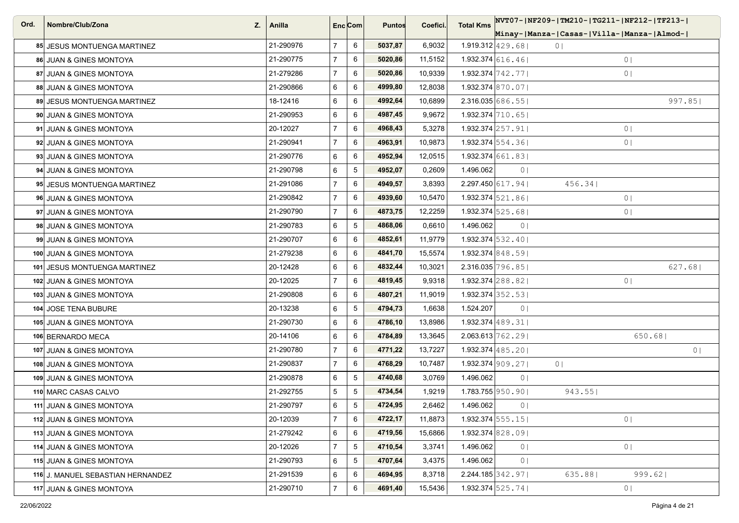| Ord. | Nombre/Club/Zona | Z. | Anilla | Enc | Com | Puntos | Coefici. | Total Kms | NVT07- Minay- | NF209- Manza- | TM210- Casas- | TG211- Villa- | NF212- Manza- | TF213- Almod- |
|---|---|---|---|---|---|---|---|---|---|---|---|---|---|---|
| 85 | JESUS MONTUENGA MARTINEZ | | 21-290976 | 7 | 6 | **5037,87** | 6,9032 | 1.919.312 | 429.68\| | 0\| | | | | |
| 86 | JUAN & GINES MONTOYA | | 21-290775 | 7 | 6 | **5020,86** | 11,5152 | 1.932.374 | 616.46\| | | | 0\| | | |
| 87 | JUAN & GINES MONTOYA | | 21-279286 | 7 | 6 | **5020,86** | 10,9339 | 1.932.374 | 742.77\| | | | 0\| | | |
| 88 | JUAN & GINES MONTOYA | | 21-290866 | 6 | 6 | **4999,80** | 12,8038 | 1.932.374 | 870.07\| | | | | | |
| 89 | JESUS MONTUENGA MARTINEZ | | 18-12416 | 6 | 6 | **4992,64** | 10,6899 | 2.316.035 | 686.55\| | | | | | 997.85\| |
| 90 | JUAN & GINES MONTOYA | | 21-290953 | 6 | 6 | **4987,45** | 9,9672 | 1.932.374 | 710.65\| | | | | | |
| 91 | JUAN & GINES MONTOYA | | 20-12027 | 7 | 6 | **4968,43** | 5,3278 | 1.932.374 | 257.91\| | | | 0\| | | |
| 92 | JUAN & GINES MONTOYA | | 21-290941 | 7 | 6 | **4963,91** | 10,9873 | 1.932.374 | 554.36\| | | | 0\| | | |
| 93 | JUAN & GINES MONTOYA | | 21-290776 | 6 | 6 | **4952,94** | 12,0515 | 1.932.374 | 661.83\| | | | | | |
| 94 | JUAN & GINES MONTOYA | | 21-290798 | 6 | 5 | **4952,07** | 0,2609 | 1.496.062 | 0\| | | | | | |
| 95 | JESUS MONTUENGA MARTINEZ | | 21-291086 | 7 | 6 | **4949,57** | 3,8393 | 2.297.450 | 617.94\| | | 456.34\| | | | |
| 96 | JUAN & GINES MONTOYA | | 21-290842 | 7 | 6 | **4939,60** | 10,5470 | 1.932.374 | 521.86\| | | | 0\| | | |
| 97 | JUAN & GINES MONTOYA | | 21-290790 | 7 | 6 | **4873,75** | 12,2259 | 1.932.374 | 525.68\| | | | 0\| | | |
| 98 | JUAN & GINES MONTOYA | | 21-290783 | 6 | 5 | **4868,06** | 0,6610 | 1.496.062 | 0\| | | | | | |
| 99 | JUAN & GINES MONTOYA | | 21-290707 | 6 | 6 | **4852,61** | 11,9779 | 1.932.374 | 532.40\| | | | | | |
| 100 | JUAN & GINES MONTOYA | | 21-279238 | 6 | 6 | **4841,70** | 15,5574 | 1.932.374 | 848.59\| | | | | | |
| 101 | JESUS MONTUENGA MARTINEZ | | 20-12428 | 6 | 6 | **4832,44** | 10,3021 | 2.316.035 | 796.85\| | | | | | 627.68\| |
| 102 | JUAN & GINES MONTOYA | | 20-12025 | 7 | 6 | **4819,45** | 9,9318 | 1.932.374 | 288.82\| | | | 0\| | | |
| 103 | JUAN & GINES MONTOYA | | 21-290808 | 6 | 6 | **4807,21** | 11,9019 | 1.932.374 | 352.53\| | | | | | |
| 104 | JOSE TENA BUBURE | | 20-13238 | 6 | 5 | **4794,73** | 1,6638 | 1.524.207 | 0\| | | | | | |
| 105 | JUAN & GINES MONTOYA | | 21-290730 | 6 | 6 | **4786,10** | 13,8986 | 1.932.374 | 489.31\| | | | | | |
| 106 | BERNARDO MECA | | 20-14106 | 6 | 6 | **4784,89** | 13,3645 | 2.063.613 | 762.29\| | | | | 650.68\| | |
| 107 | JUAN & GINES MONTOYA | | 21-290780 | 7 | 6 | **4771,22** | 13,7227 | 1.932.374 | 485.20\| | | | | | 0\| |
| 108 | JUAN & GINES MONTOYA | | 21-290837 | 7 | 6 | **4768,29** | 10,7487 | 1.932.374 | 909.27\| | 0\| | | | | |
| 109 | JUAN & GINES MONTOYA | | 21-290878 | 6 | 5 | **4740,68** | 3,0769 | 1.496.062 | 0\| | | | | | |
| 110 | MARC CASAS CALVO | | 21-292755 | 5 | 5 | **4734,54** | 1,9219 | 1.783.755 | 950.90\| | | 943.55\| | | | |
| 111 | JUAN & GINES MONTOYA | | 21-290797 | 6 | 5 | **4724,95** | 2,6462 | 1.496.062 | 0\| | | | | | |
| 112 | JUAN & GINES MONTOYA | | 20-12039 | 7 | 6 | **4722,17** | 11,8873 | 1.932.374 | 555.15\| | | | 0\| | | |
| 113 | JUAN & GINES MONTOYA | | 21-279242 | 6 | 6 | **4719,56** | 15,6866 | 1.932.374 | 828.09\| | | | | | |
| 114 | JUAN & GINES MONTOYA | | 20-12026 | 7 | 5 | **4710,54** | 3,3741 | 1.496.062 | 0\| | | | 0\| | | |
| 115 | JUAN & GINES MONTOYA | | 21-290793 | 6 | 5 | **4707,64** | 3,4375 | 1.496.062 | 0\| | | | | | |
| 116 | J. MANUEL SEBASTIAN HERNANDEZ | | 21-291539 | 6 | 6 | **4694,95** | 8,3718 | 2.244.185 | 342.97\| | | 635.88\| | | 999.62\| | |
| 117 | JUAN & GINES MONTOYA | | 21-290710 | 7 | 6 | **4691,40** | 15,5436 | 1.932.374 | 525.74\| | | | 0\| | | |

22/06/2022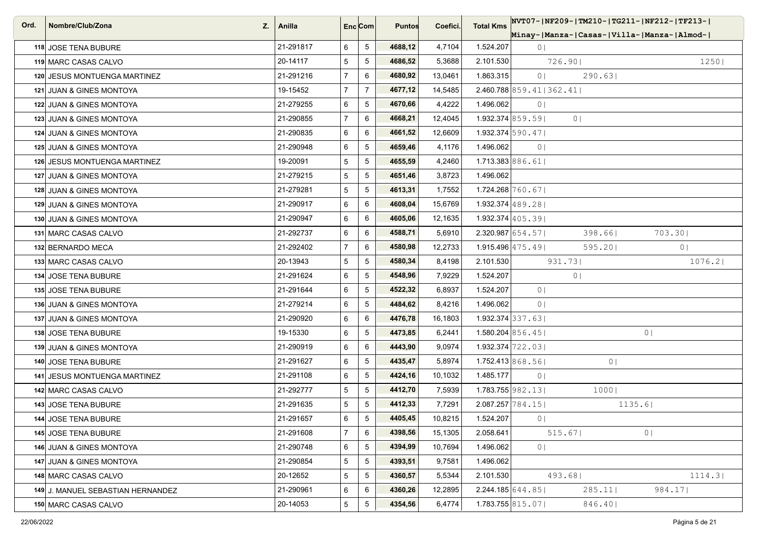| Ord. | Nombre/Club/Zona | Z. | Anilla | Enc | Com | Puntos | Coefici. | Total Kms | NVT07-Minay- | NF209-Manza- | TM210-Casas- | TG211-Villa- | NF212-Manza- | TF213-Almod- |
|---|---|---|---|---|---|---|---|---|---|---|---|---|---|---|
| 118 | JOSE TENA BUBURE | | 21-291817 | 6 | 5 | **4688,12** | 4,7104 | 1.524.207 | 0 | | | | | |
| 119 | MARC CASAS CALVO | | 20-14117 | 5 | 5 | **4686,52** | 5,3688 | 2.101.530 | | 726.90 | | | | 1250 |
| 120 | JESUS MONTUENGA MARTINEZ | | 21-291216 | 7 | 6 | **4680,92** | 13,0461 | 1.863.315 | 0 | | 290.63 | | | |
| 121 | JUAN & GINES MONTOYA | | 19-15452 | 7 | 7 | **4677,12** | 14,5485 | 2.460.788 | 859.41 | 362.41 | | | | |
| 122 | JUAN & GINES MONTOYA | | 21-279255 | 6 | 5 | **4670,66** | 4,4222 | 1.496.062 | 0 | | | | | |
| 123 | JUAN & GINES MONTOYA | | 21-290855 | 7 | 6 | **4668,21** | 12,4045 | 1.932.374 | 859.59 | 0 | | | | |
| 124 | JUAN & GINES MONTOYA | | 21-290835 | 6 | 6 | **4661,52** | 12,6609 | 1.932.374 | 590.47 | | | | | |
| 125 | JUAN & GINES MONTOYA | | 21-290948 | 6 | 5 | **4659,46** | 4,1176 | 1.496.062 | 0 | | | | | |
| 126 | JESUS MONTUENGA MARTINEZ | | 19-20091 | 5 | 5 | **4655,59** | 4,2460 | 1.713.383 | 886.61 | | | | | |
| 127 | JUAN & GINES MONTOYA | | 21-279215 | 5 | 5 | **4651,46** | 3,8723 | 1.496.062 | | | | | | |
| 128 | JUAN & GINES MONTOYA | | 21-279281 | 5 | 5 | **4613,31** | 1,7552 | 1.724.268 | 760.67 | | | | | |
| 129 | JUAN & GINES MONTOYA | | 21-290917 | 6 | 6 | **4608,04** | 15,6769 | 1.932.374 | 489.28 | | | | | |
| 130 | JUAN & GINES MONTOYA | | 21-290947 | 6 | 6 | **4605,06** | 12,1635 | 1.932.374 | 405.39 | | | | | |
| 131 | MARC CASAS CALVO | | 21-292737 | 6 | 6 | **4588,71** | 5,6910 | 2.320.987 | 654.57 | | 398.66 | | 703.30 | |
| 132 | BERNARDO MECA | | 21-292402 | 7 | 6 | **4580,98** | 12,2733 | 1.915.496 | 475.49 | | 595.20 | | 0 | |
| 133 | MARC CASAS CALVO | | 20-13943 | 5 | 5 | **4580,34** | 8,4198 | 2.101.530 | | 931.73 | | | | 1076.2 |
| 134 | JOSE TENA BUBURE | | 21-291624 | 6 | 5 | **4548,96** | 7,9229 | 1.524.207 | | 0 | | | | |
| 135 | JOSE TENA BUBURE | | 21-291644 | 6 | 5 | **4522,32** | 6,8937 | 1.524.207 | 0 | | | | | |
| 136 | JUAN & GINES MONTOYA | | 21-279214 | 6 | 5 | **4484,62** | 8,4216 | 1.496.062 | 0 | | | | | |
| 137 | JUAN & GINES MONTOYA | | 21-290920 | 6 | 6 | **4476,78** | 16,1803 | 1.932.374 | 337.63 | | | | | |
| 138 | JOSE TENA BUBURE | | 19-15330 | 6 | 5 | **4473,85** | 6,2441 | 1.580.204 | 856.45 | | | 0 | | |
| 139 | JUAN & GINES MONTOYA | | 21-290919 | 6 | 6 | **4443,90** | 9,0974 | 1.932.374 | 722.03 | | | | | |
| 140 | JOSE TENA BUBURE | | 21-291627 | 6 | 5 | **4435,47** | 5,8974 | 1.752.413 | 868.56 | | 0 | | | |
| 141 | JESUS MONTUENGA MARTINEZ | | 21-291108 | 6 | 5 | **4424,16** | 10,1032 | 1.485.177 | 0 | | | | | |
| 142 | MARC CASAS CALVO | | 21-292777 | 5 | 5 | **4412,70** | 7,5939 | 1.783.755 | 982.13 | | 1000 | | | |
| 143 | JOSE TENA BUBURE | | 21-291635 | 5 | 5 | **4412,33** | 7,7291 | 2.087.257 | 784.15 | | | 1135.6 | | |
| 144 | JOSE TENA BUBURE | | 21-291657 | 6 | 5 | **4405,45** | 10,8215 | 1.524.207 | 0 | | | | | |
| 145 | JOSE TENA BUBURE | | 21-291608 | 7 | 6 | **4398,56** | 15,1305 | 2.058.641 | | 515.67 | | 0 | | |
| 146 | JUAN & GINES MONTOYA | | 21-290748 | 6 | 5 | **4394,99** | 10,7694 | 1.496.062 | 0 | | | | | |
| 147 | JUAN & GINES MONTOYA | | 21-290854 | 5 | 5 | **4393,51** | 9,7581 | 1.496.062 | | | | | | |
| 148 | MARC CASAS CALVO | | 20-12652 | 5 | 5 | **4360,57** | 5,5344 | 2.101.530 | | 493.68 | | | | 1114.3 |
| 149 | J. MANUEL SEBASTIAN HERNANDEZ | | 21-290961 | 6 | 6 | **4360,26** | 12,2895 | 2.244.185 | 644.85 | | 285.11 | | 984.17 | |
| 150 | MARC CASAS CALVO | | 20-14053 | 5 | 5 | **4354,56** | 6,4774 | 1.783.755 | 815.07 | | 846.40 | | | |

22/06/2022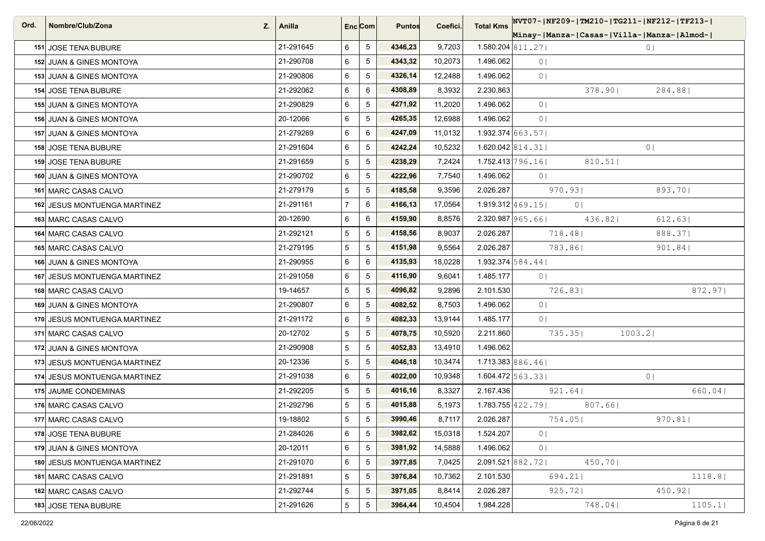| Ord. | Nombre/Club/Zona | Z. | Anilla | Enc | Com | Puntos | Coefici. | Total Kms | NVT07- Minay- | NF209- Manza- | TM210- Casas- | TG211- Villa- | NF212- Manza- | TF213- Almod- |
|---|---|---|---|---|---|---|---|---|---|---|---|---|---|---|
| 151 | JOSE TENA BUBURE | | 21-291645 | 6 | 5 | **4346,23** | 9,7203 | 1.580.204 | 811.27 | | | 0 | | |
| 152 | JUAN & GINES MONTOYA | | 21-290708 | 6 | 5 | **4343,32** | 10,2073 | 1.496.062 | 0 | | | | | |
| 153 | JUAN & GINES MONTOYA | | 21-290806 | 6 | 5 | **4326,14** | 12,2488 | 1.496.062 | 0 | | | | | |
| 154 | JOSE TENA BUBURE | | 21-292062 | 6 | 6 | **4308,89** | 8,3932 | 2.230.863 | | | 378.90 | | 284.88 | |
| 155 | JUAN & GINES MONTOYA | | 21-290829 | 6 | 5 | **4271,92** | 11,2020 | 1.496.062 | 0 | | | | | |
| 156 | JUAN & GINES MONTOYA | | 20-12066 | 6 | 5 | **4265,35** | 12,6988 | 1.496.062 | 0 | | | | | |
| 157 | JUAN & GINES MONTOYA | | 21-279269 | 6 | 6 | **4247,09** | 11,0132 | 1.932.374 | 663.57 | | | | | |
| 158 | JOSE TENA BUBURE | | 21-291604 | 6 | 5 | **4242,24** | 10,5232 | 1.620.042 | 814.31 | | | 0 | | |
| 159 | JOSE TENA BUBURE | | 21-291659 | 5 | 5 | **4238,29** | 7,2424 | 1.752.413 | 796.16 | | 810.51 | | | |
| 160 | JUAN & GINES MONTOYA | | 21-290702 | 6 | 5 | **4222,96** | 7,7540 | 1.496.062 | 0 | | | | | |
| 161 | MARC CASAS CALVO | | 21-279179 | 5 | 5 | **4185,58** | 9,3596 | 2.026.287 | | 970.93 | | | 893.70 | |
| 162 | JESUS MONTUENGA MARTINEZ | | 21-291161 | 7 | 6 | **4166,13** | 17,0564 | 1.919.312 | 469.15 | 0 | | | | |
| 163 | MARC CASAS CALVO | | 20-12690 | 6 | 6 | **4159,90** | 8,8576 | 2.320.987 | 965.66 | | 436.82 | | 612.63 | |
| 164 | MARC CASAS CALVO | | 21-292121 | 5 | 5 | **4158,56** | 8,9037 | 2.026.287 | | 718.48 | | | 888.37 | |
| 165 | MARC CASAS CALVO | | 21-279195 | 5 | 5 | **4151,98** | 9,5564 | 2.026.287 | | 783.86 | | | 901.84 | |
| 166 | JUAN & GINES MONTOYA | | 21-290955 | 6 | 6 | **4135,93** | 18,0228 | 1.932.374 | 584.44 | | | | | |
| 167 | JESUS MONTUENGA MARTINEZ | | 21-291058 | 6 | 5 | **4116,90** | 9,6041 | 1.485.177 | 0 | | | | | |
| 168 | MARC CASAS CALVO | | 19-14657 | 5 | 5 | **4096,82** | 9,2896 | 2.101.530 | | 726.83 | | | | 872.97 |
| 169 | JUAN & GINES MONTOYA | | 21-290807 | 6 | 5 | **4082,52** | 8,7503 | 1.496.062 | 0 | | | | | |
| 170 | JESUS MONTUENGA MARTINEZ | | 21-291172 | 6 | 5 | **4082,33** | 13,9144 | 1.485.177 | 0 | | | | | |
| 171 | MARC CASAS CALVO | | 20-12702 | 5 | 5 | **4078,75** | 10,5920 | 2.211.860 | | 735.35 | | 1003.2 | | |
| 172 | JUAN & GINES MONTOYA | | 21-290908 | 5 | 5 | **4052,83** | 13,4910 | 1.496.062 | | | | | | |
| 173 | JESUS MONTUENGA MARTINEZ | | 20-12336 | 5 | 5 | **4046,18** | 10,3474 | 1.713.383 | 886.46 | | | | | |
| 174 | JESUS MONTUENGA MARTINEZ | | 21-291038 | 6 | 5 | **4022,00** | 10,9348 | 1.604.472 | 563.33 | | | 0 | | |
| 175 | JAUME CONDEMINAS | | 21-292205 | 5 | 5 | **4016,16** | 8,3327 | 2.167.436 | | 921.64 | | | | 660.04 |
| 176 | MARC CASAS CALVO | | 21-292796 | 5 | 5 | **4015,88** | 5,1973 | 1.783.755 | 422.79 | | 807.66 | | | |
| 177 | MARC CASAS CALVO | | 19-18802 | 5 | 5 | **3990,46** | 8,7117 | 2.026.287 | | 754.05 | | | 970.81 | |
| 178 | JOSE TENA BUBURE | | 21-284026 | 6 | 5 | **3982,62** | 15,0318 | 1.524.207 | 0 | | | | | |
| 179 | JUAN & GINES MONTOYA | | 20-12011 | 6 | 5 | **3981,92** | 14,5888 | 1.496.062 | 0 | | | | | |
| 180 | JESUS MONTUENGA MARTINEZ | | 21-291070 | 6 | 5 | **3977,85** | 7,0425 | 2.091.521 | 882.72 | | 450.70 | | | |
| 181 | MARC CASAS CALVO | | 21-291891 | 5 | 5 | **3976,84** | 10,7362 | 2.101.530 | | 694.21 | | | | 1118.8 |
| 182 | MARC CASAS CALVO | | 21-292744 | 5 | 5 | **3971,05** | 8,8414 | 2.026.287 | | 925.72 | | | 450.92 | |
| 183 | JOSE TENA BUBURE | | 21-291626 | 5 | 5 | **3964,44** | 10,4504 | 1.984.228 | | | 748.04 | | | 1105.1 |

22/06/2022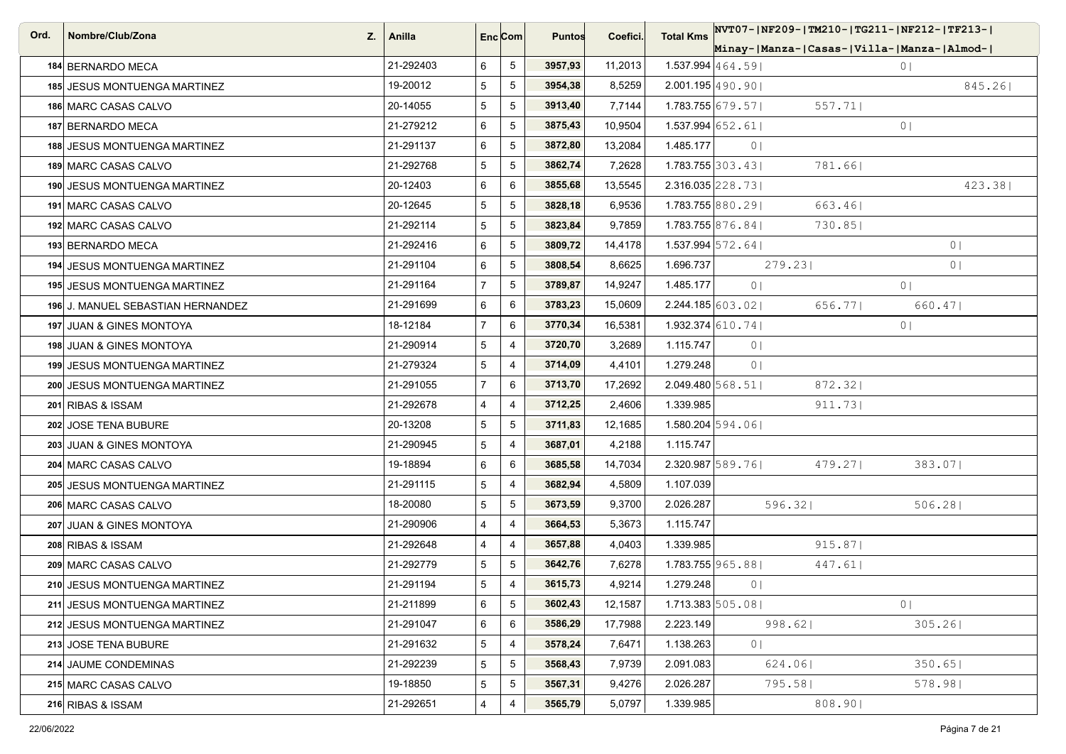| Ord. | Nombre/Club/Zona | Z. | Anilla | Enc | Com | Puntos | Coefici. | Total Kms | NVT07-Minay- | NF209-Manza- | TM210-Casas- | TG211-Villa- | NF212-Manza- | TF213-Almod- |
|---|---|---|---|---|---|---|---|---|---|---|---|---|---|---|
| 184 | BERNARDO MECA | | 21-292403 | 6 | 5 | **3957,93** | 11,2013 | 1.537.994 | 464.59\| | | | 0\| | | |
| 185 | JESUS MONTUENGA MARTINEZ | | 19-20012 | 5 | 5 | **3954,38** | 8,5259 | 2.001.195 | 490.90\| | | | | | 845.26\| |
| 186 | MARC CASAS CALVO | | 20-14055 | 5 | 5 | **3913,40** | 7,7144 | 1.783.755 | 679.57\| | | 557.71\| | | | |
| 187 | BERNARDO MECA | | 21-279212 | 6 | 5 | **3875,43** | 10,9504 | 1.537.994 | 652.61\| | | | 0\| | | |
| 188 | JESUS MONTUENGA MARTINEZ | | 21-291137 | 6 | 5 | **3872,80** | 13,2084 | 1.485.177 | 0\| | | | | | |
| 189 | MARC CASAS CALVO | | 21-292768 | 5 | 5 | **3862,74** | 7,2628 | 1.783.755 | 303.43\| | | 781.66\| | | | |
| 190 | JESUS MONTUENGA MARTINEZ | | 20-12403 | 6 | 6 | **3855,68** | 13,5545 | 2.316.035 | 228.73\| | | | | | 423.38\| |
| 191 | MARC CASAS CALVO | | 20-12645 | 5 | 5 | **3828,18** | 6,9536 | 1.783.755 | 880.29\| | | 663.46\| | | | |
| 192 | MARC CASAS CALVO | | 21-292114 | 5 | 5 | **3823,84** | 9,7859 | 1.783.755 | 876.84\| | | 730.85\| | | | |
| 193 | BERNARDO MECA | | 21-292416 | 6 | 5 | **3809,72** | 14,4178 | 1.537.994 | 572.64\| | | | | 0\| | |
| 194 | JESUS MONTUENGA MARTINEZ | | 21-291104 | 6 | 5 | **3808,54** | 8,6625 | 1.696.737 | | 279.23\| | | | 0\| | |
| 195 | JESUS MONTUENGA MARTINEZ | | 21-291164 | 7 | 5 | **3789,87** | 14,9247 | 1.485.177 | 0\| | | | 0\| | | |
| 196 | J. MANUEL SEBASTIAN HERNANDEZ | | 21-291699 | 6 | 6 | **3783,23** | 15,0609 | 2.244.185 | 603.02\| | | 656.77\| | | 660.47\| | |
| 197 | JUAN & GINES MONTOYA | | 18-12184 | 7 | 6 | **3770,34** | 16,5381 | 1.932.374 | 610.74\| | | | 0\| | | |
| 198 | JUAN & GINES MONTOYA | | 21-290914 | 5 | 4 | **3720,70** | 3,2689 | 1.115.747 | 0\| | | | | | |
| 199 | JESUS MONTUENGA MARTINEZ | | 21-279324 | 5 | 4 | **3714,09** | 4,4101 | 1.279.248 | 0\| | | | | | |
| 200 | JESUS MONTUENGA MARTINEZ | | 21-291055 | 7 | 6 | **3713,70** | 17,2692 | 2.049.480 | 568.51\| | | 872.32\| | | | |
| 201 | RIBAS & ISSAM | | 21-292678 | 4 | 4 | **3712,25** | 2,4606 | 1.339.985 | | | 911.73\| | | | |
| 202 | JOSE TENA BUBURE | | 20-13208 | 5 | 5 | **3711,83** | 12,1685 | 1.580.204 | 594.06\| | | | | | |
| 203 | JUAN & GINES MONTOYA | | 21-290945 | 5 | 4 | **3687,01** | 4,2188 | 1.115.747 | | | | | | |
| 204 | MARC CASAS CALVO | | 19-18894 | 6 | 6 | **3685,58** | 14,7034 | 2.320.987 | 589.76\| | | 479.27\| | | 383.07\| | |
| 205 | JESUS MONTUENGA MARTINEZ | | 21-291115 | 5 | 4 | **3682,94** | 4,5809 | 1.107.039 | | | | | | |
| 206 | MARC CASAS CALVO | | 18-20080 | 5 | 5 | **3673,59** | 9,3700 | 2.026.287 | | 596.32\| | | | 506.28\| | |
| 207 | JUAN & GINES MONTOYA | | 21-290906 | 4 | 4 | **3664,53** | 5,3673 | 1.115.747 | | | | | | |
| 208 | RIBAS & ISSAM | | 21-292648 | 4 | 4 | **3657,88** | 4,0403 | 1.339.985 | | | 915.87\| | | | |
| 209 | MARC CASAS CALVO | | 21-292779 | 5 | 5 | **3642,76** | 7,6278 | 1.783.755 | 965.88\| | | 447.61\| | | | |
| 210 | JESUS MONTUENGA MARTINEZ | | 21-291194 | 5 | 4 | **3615,73** | 4,9214 | 1.279.248 | 0\| | | | | | |
| 211 | JESUS MONTUENGA MARTINEZ | | 21-211899 | 6 | 5 | **3602,43** | 12,1587 | 1.713.383 | 505.08\| | | | 0\| | | |
| 212 | JESUS MONTUENGA MARTINEZ | | 21-291047 | 6 | 6 | **3586,29** | 17,7988 | 2.223.149 | | 998.62\| | | | 305.26\| | |
| 213 | JOSE TENA BUBURE | | 21-291632 | 5 | 4 | **3578,24** | 7,6471 | 1.138.263 | 0\| | | | | | |
| 214 | JAUME CONDEMINAS | | 21-292239 | 5 | 5 | **3568,43** | 7,9739 | 2.091.083 | | 624.06\| | | | 350.65\| | |
| 215 | MARC CASAS CALVO | | 19-18850 | 5 | 5 | **3567,31** | 9,4276 | 2.026.287 | | 795.58\| | | | 578.98\| | |
| 216 | RIBAS & ISSAM | | 21-292651 | 4 | 4 | **3565,79** | 5,0797 | 1.339.985 | | | 808.90\| | | | |

22/06/2022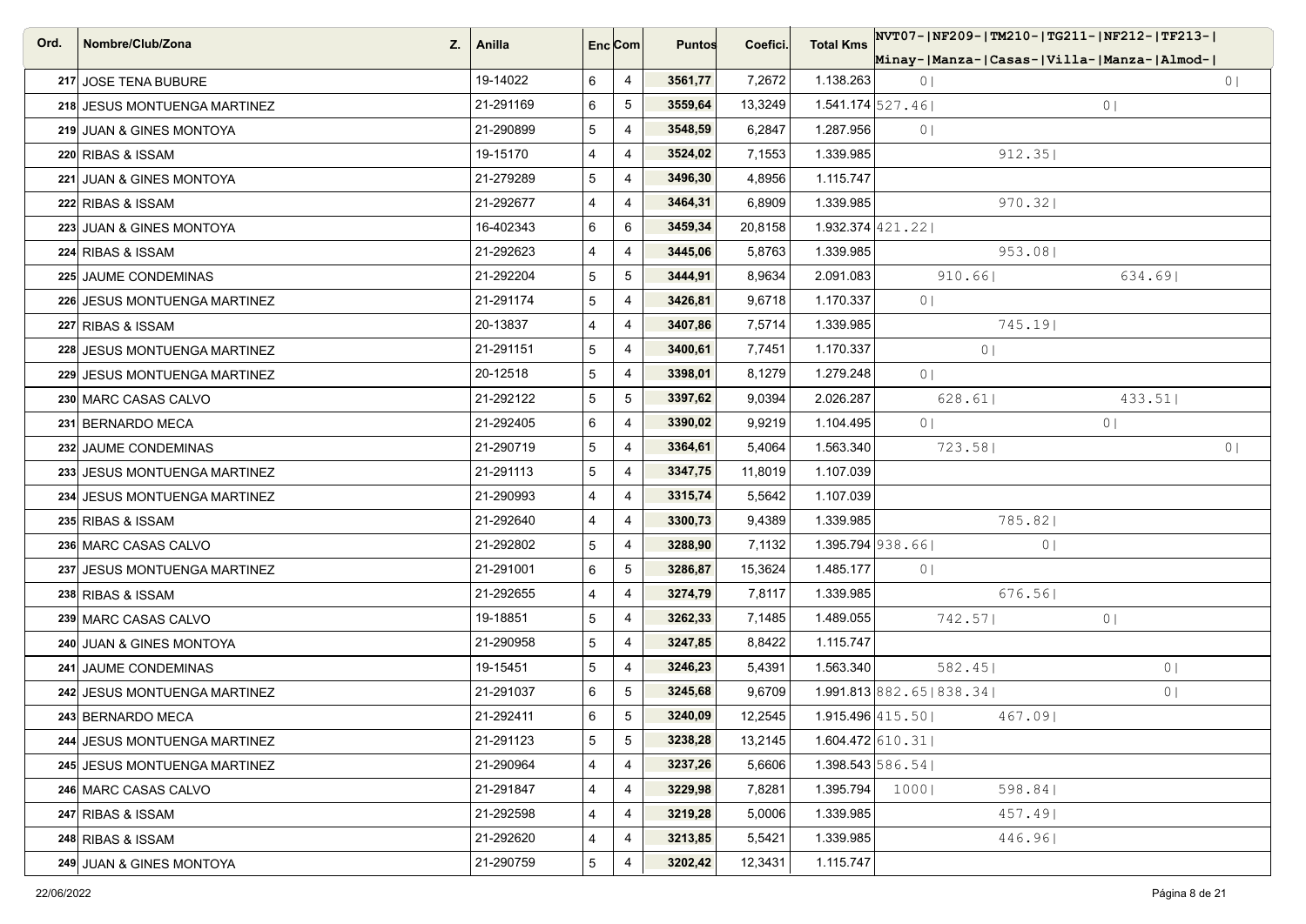| Ord. | Nombre/Club/Zona | Z. | Anilla | Enc | Com | Puntos | Coefici. | Total Kms | NVT07-Minay- | NF209-Manza- | TM210-Casas- | TG211-Villa- | NF212-Manza- | TF213-Almod- |
|---|---|---|---|---|---|---|---|---|---|---|---|---|---|---|
| 217 | JOSE TENA BUBURE | | 19-14022 | 6 | 4 | **3561,77** | 7,2672 | 1.138.263 | 0 | | | | | 0 |
| 218 | JESUS MONTUENGA MARTINEZ | | 21-291169 | 6 | 5 | **3559,64** | 13,3249 | 1.541.174 | 527.46 | | | 0 | | |
| 219 | JUAN & GINES MONTOYA | | 21-290899 | 5 | 4 | **3548,59** | 6,2847 | 1.287.956 | 0 | | | | | |
| 220 | RIBAS & ISSAM | | 19-15170 | 4 | 4 | **3524,02** | 7,1553 | 1.339.985 | | | 912.35 | | | |
| 221 | JUAN & GINES MONTOYA | | 21-279289 | 5 | 4 | **3496,30** | 4,8956 | 1.115.747 | | | | | | |
| 222 | RIBAS & ISSAM | | 21-292677 | 4 | 4 | **3464,31** | 6,8909 | 1.339.985 | | | 970.32 | | | |
| 223 | JUAN & GINES MONTOYA | | 16-402343 | 6 | 6 | **3459,34** | 20,8158 | 1.932.374 | 421.22 | | | | | |
| 224 | RIBAS & ISSAM | | 21-292623 | 4 | 4 | **3445,06** | 5,8763 | 1.339.985 | | | 953.08 | | | |
| 225 | JAUME CONDEMINAS | | 21-292204 | 5 | 5 | **3444,91** | 8,9634 | 2.091.083 | | 910.66 | | | 634.69 | |
| 226 | JESUS MONTUENGA MARTINEZ | | 21-291174 | 5 | 4 | **3426,81** | 9,6718 | 1.170.337 | 0 | | | | | |
| 227 | RIBAS & ISSAM | | 20-13837 | 4 | 4 | **3407,86** | 7,5714 | 1.339.985 | | | 745.19 | | | |
| 228 | JESUS MONTUENGA MARTINEZ | | 21-291151 | 5 | 4 | **3400,61** | 7,7451 | 1.170.337 | | 0 | | | | |
| 229 | JESUS MONTUENGA MARTINEZ | | 20-12518 | 5 | 4 | **3398,01** | 8,1279 | 1.279.248 | 0 | | | | | |
| 230 | MARC CASAS CALVO | | 21-292122 | 5 | 5 | **3397,62** | 9,0394 | 2.026.287 | | 628.61 | | | 433.51 | |
| 231 | BERNARDO MECA | | 21-292405 | 6 | 4 | **3390,02** | 9,9219 | 1.104.495 | 0 | | | 0 | | |
| 232 | JAUME CONDEMINAS | | 21-290719 | 5 | 4 | **3364,61** | 5,4064 | 1.563.340 | | 723.58 | | | | 0 |
| 233 | JESUS MONTUENGA MARTINEZ | | 21-291113 | 5 | 4 | **3347,75** | 11,8019 | 1.107.039 | | | | | | |
| 234 | JESUS MONTUENGA MARTINEZ | | 21-290993 | 4 | 4 | **3315,74** | 5,5642 | 1.107.039 | | | | | | |
| 235 | RIBAS & ISSAM | | 21-292640 | 4 | 4 | **3300,73** | 9,4389 | 1.339.985 | | | 785.82 | | | |
| 236 | MARC CASAS CALVO | | 21-292802 | 5 | 4 | **3288,90** | 7,1132 | 1.395.794 | 938.66 | | 0 | | | |
| 237 | JESUS MONTUENGA MARTINEZ | | 21-291001 | 6 | 5 | **3286,87** | 15,3624 | 1.485.177 | 0 | | | | | |
| 238 | RIBAS & ISSAM | | 21-292655 | 4 | 4 | **3274,79** | 7,8117 | 1.339.985 | | | 676.56 | | | |
| 239 | MARC CASAS CALVO | | 19-18851 | 5 | 4 | **3262,33** | 7,1485 | 1.489.055 | | 742.57 | | 0 | | |
| 240 | JUAN & GINES MONTOYA | | 21-290958 | 5 | 4 | **3247,85** | 8,8422 | 1.115.747 | | | | | | |
| 241 | JAUME CONDEMINAS | | 19-15451 | 5 | 4 | **3246,23** | 5,4391 | 1.563.340 | | 582.45 | | | 0 | |
| 242 | JESUS MONTUENGA MARTINEZ | | 21-291037 | 6 | 5 | **3245,68** | 9,6709 | 1.991.813 | 882.65 | 838.34 | | | 0 | |
| 243 | BERNARDO MECA | | 21-292411 | 6 | 5 | **3240,09** | 12,2545 | 1.915.496 | 415.50 | | 467.09 | | | |
| 244 | JESUS MONTUENGA MARTINEZ | | 21-291123 | 5 | 5 | **3238,28** | 13,2145 | 1.604.472 | 610.31 | | | | | |
| 245 | JESUS MONTUENGA MARTINEZ | | 21-290964 | 4 | 4 | **3237,26** | 5,6606 | 1.398.543 | 586.54 | | | | | |
| 246 | MARC CASAS CALVO | | 21-291847 | 4 | 4 | **3229,98** | 7,8281 | 1.395.794 | 1000 | | 598.84 | | | |
| 247 | RIBAS & ISSAM | | 21-292598 | 4 | 4 | **3219,28** | 5,0006 | 1.339.985 | | | 457.49 | | | |
| 248 | RIBAS & ISSAM | | 21-292620 | 4 | 4 | **3213,85** | 5,5421 | 1.339.985 | | | 446.96 | | | |
| 249 | JUAN & GINES MONTOYA | | 21-290759 | 5 | 4 | **3202,42** | 12,3431 | 1.115.747 | | | | | | |

22/06/2022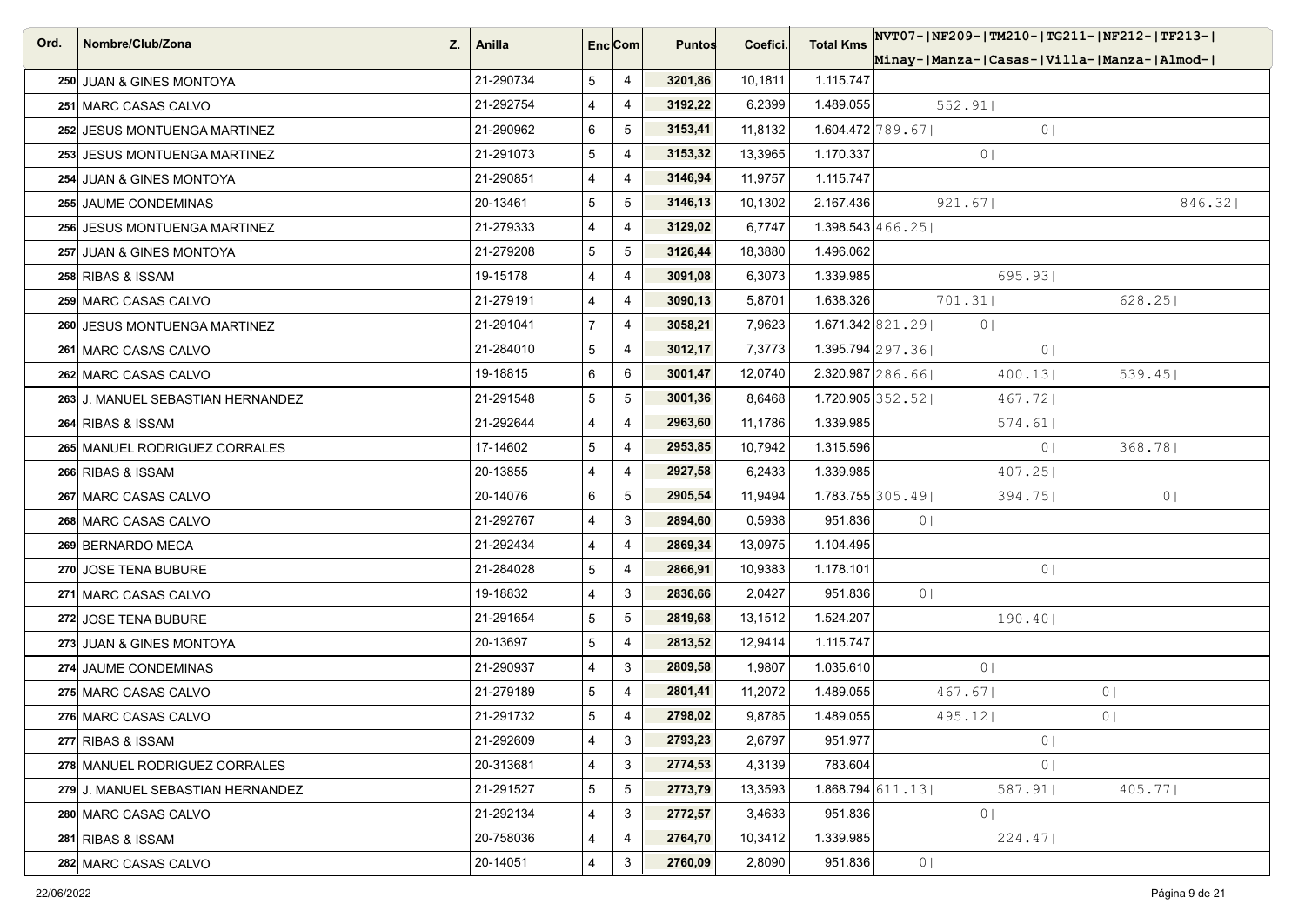| Ord. | Nombre/Club/Zona | Z. | Anilla | Enc | Com | Puntos | Coefici. | Total Kms | NVT07- Minay- | NF209- Manza- | TM210- Casas- | TG211- Villa- | NF212- Manza- | TF213- Almod- |
|---|---|---|---|---|---|---|---|---|---|---|---|---|---|---|
| 250 | JUAN & GINES MONTOYA | | 21-290734 | 5 | 4 | **3201,86** | 10,1811 | 1.115.747 | | | | | | |
| 251 | MARC CASAS CALVO | | 21-292754 | 4 | 4 | **3192,22** | 6,2399 | 1.489.055 | | 552.91 | | | | |
| 252 | JESUS MONTUENGA MARTINEZ | | 21-290962 | 6 | 5 | **3153,41** | 11,8132 | 1.604.472 | 789.67 | | 0 | | | |
| 253 | JESUS MONTUENGA MARTINEZ | | 21-291073 | 5 | 4 | **3153,32** | 13,3965 | 1.170.337 | | 0 | | | | |
| 254 | JUAN & GINES MONTOYA | | 21-290851 | 4 | 4 | **3146,94** | 11,9757 | 1.115.747 | | | | | | |
| 255 | JAUME CONDEMINAS | | 20-13461 | 5 | 5 | **3146,13** | 10,1302 | 2.167.436 | | 921.67 | | | | 846.32 |
| 256 | JESUS MONTUENGA MARTINEZ | | 21-279333 | 4 | 4 | **3129,02** | 6,7747 | 1.398.543 | 466.25 | | | | | |
| 257 | JUAN & GINES MONTOYA | | 21-279208 | 5 | 5 | **3126,44** | 18,3880 | 1.496.062 | | | | | | |
| 258 | RIBAS & ISSAM | | 19-15178 | 4 | 4 | **3091,08** | 6,3073 | 1.339.985 | | | 695.93 | | | |
| 259 | MARC CASAS CALVO | | 21-279191 | 4 | 4 | **3090,13** | 5,8701 | 1.638.326 | | 701.31 | | | 628.25 | |
| 260 | JESUS MONTUENGA MARTINEZ | | 21-291041 | 7 | 4 | **3058,21** | 7,9623 | 1.671.342 | 821.29 | 0 | | | | |
| 261 | MARC CASAS CALVO | | 21-284010 | 5 | 4 | **3012,17** | 7,3773 | 1.395.794 | 297.36 | | 0 | | | |
| 262 | MARC CASAS CALVO | | 19-18815 | 6 | 6 | **3001,47** | 12,0740 | 2.320.987 | 286.66 | | 400.13 | | 539.45 | |
| 263 | J. MANUEL SEBASTIAN HERNANDEZ | | 21-291548 | 5 | 5 | **3001,36** | 8,6468 | 1.720.905 | 352.52 | | 467.72 | | | |
| 264 | RIBAS & ISSAM | | 21-292644 | 4 | 4 | **2963,60** | 11,1786 | 1.339.985 | | | 574.61 | | | |
| 265 | MANUEL RODRIGUEZ CORRALES | | 17-14602 | 5 | 4 | **2953,85** | 10,7942 | 1.315.596 | | | 0 | | 368.78 | |
| 266 | RIBAS & ISSAM | | 20-13855 | 4 | 4 | **2927,58** | 6,2433 | 1.339.985 | | | 407.25 | | | |
| 267 | MARC CASAS CALVO | | 20-14076 | 6 | 5 | **2905,54** | 11,9494 | 1.783.755 | 305.49 | | 394.75 | | | 0 |
| 268 | MARC CASAS CALVO | | 21-292767 | 4 | 3 | **2894,60** | 0,5938 | 951.836 | 0 | | | | | |
| 269 | BERNARDO MECA | | 21-292434 | 4 | 4 | **2869,34** | 13,0975 | 1.104.495 | | | | | | |
| 270 | JOSE TENA BUBURE | | 21-284028 | 5 | 4 | **2866,91** | 10,9383 | 1.178.101 | | | 0 | | | |
| 271 | MARC CASAS CALVO | | 19-18832 | 4 | 3 | **2836,66** | 2,0427 | 951.836 | 0 | | | | | |
| 272 | JOSE TENA BUBURE | | 21-291654 | 5 | 5 | **2819,68** | 13,1512 | 1.524.207 | | | 190.40 | | | |
| 273 | JUAN & GINES MONTOYA | | 20-13697 | 5 | 4 | **2813,52** | 12,9414 | 1.115.747 | | | | | | |
| 274 | JAUME CONDEMINAS | | 21-290937 | 4 | 3 | **2809,58** | 1,9807 | 1.035.610 | | 0 | | | | |
| 275 | MARC CASAS CALVO | | 21-279189 | 5 | 4 | **2801,41** | 11,2072 | 1.489.055 | | 467.67 | | 0 | | |
| 276 | MARC CASAS CALVO | | 21-291732 | 5 | 4 | **2798,02** | 9,8785 | 1.489.055 | | 495.12 | | 0 | | |
| 277 | RIBAS & ISSAM | | 21-292609 | 4 | 3 | **2793,23** | 2,6797 | 951.977 | | | 0 | | | |
| 278 | MANUEL RODRIGUEZ CORRALES | | 20-313681 | 4 | 3 | **2774,53** | 4,3139 | 783.604 | | | 0 | | | |
| 279 | J. MANUEL SEBASTIAN HERNANDEZ | | 21-291527 | 5 | 5 | **2773,79** | 13,3593 | 1.868.794 | 611.13 | | 587.91 | | 405.77 | |
| 280 | MARC CASAS CALVO | | 21-292134 | 4 | 3 | **2772,57** | 3,4633 | 951.836 | | 0 | | | | |
| 281 | RIBAS & ISSAM | | 20-758036 | 4 | 4 | **2764,70** | 10,3412 | 1.339.985 | | | 224.47 | | | |
| 282 | MARC CASAS CALVO | | 20-14051 | 4 | 3 | **2760,09** | 2,8090 | 951.836 | 0 | | | | | |

22/06/2022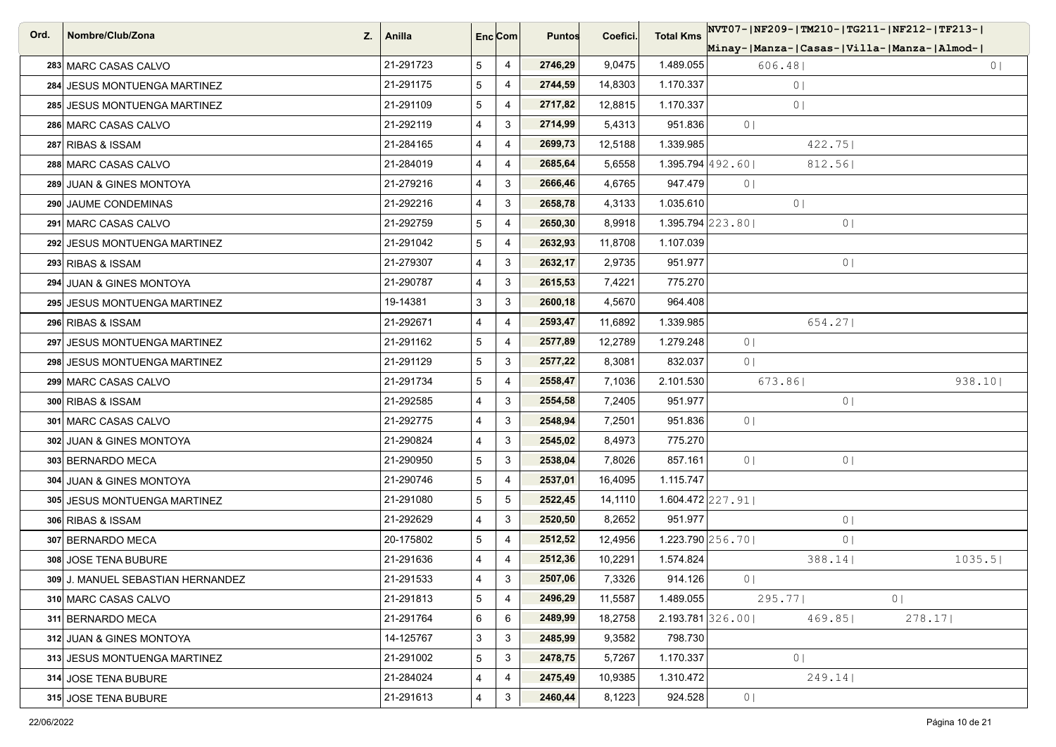| Ord. | Nombre/Club/Zona | Z. | Anilla | Enc | Com | Puntos | Coefici. | Total Kms | NVT07- Minay- | NF209- Manza- | TM210- Casas- | TG211- Villa- | NF212- Manza- | TF213- Almod- |
|---|---|---|---|---|---|---|---|---|---|---|---|---|---|---|
| 283 | MARC CASAS CALVO | | 21-291723 | 5 | 4 | **2746,29** | 9,0475 | 1.489.055 | | 606.48 | | | | 0 |
| 284 | JESUS MONTUENGA MARTINEZ | | 21-291175 | 5 | 4 | **2744,59** | 14,8303 | 1.170.337 | | 0 | | | | |
| 285 | JESUS MONTUENGA MARTINEZ | | 21-291109 | 5 | 4 | **2717,82** | 12,8815 | 1.170.337 | | 0 | | | | |
| 286 | MARC CASAS CALVO | | 21-292119 | 4 | 3 | **2714,99** | 5,4313 | 951.836 | 0 | | | | | |
| 287 | RIBAS & ISSAM | | 21-284165 | 4 | 4 | **2699,73** | 12,5188 | 1.339.985 | | | 422.75 | | | |
| 288 | MARC CASAS CALVO | | 21-284019 | 4 | 4 | **2685,64** | 5,6558 | 1.395.794 | 492.60 | | 812.56 | | | |
| 289 | JUAN & GINES MONTOYA | | 21-279216 | 4 | 3 | **2666,46** | 4,6765 | 947.479 | 0 | | | | | |
| 290 | JAUME CONDEMINAS | | 21-292216 | 4 | 3 | **2658,78** | 4,3133 | 1.035.610 | | 0 | | | | |
| 291 | MARC CASAS CALVO | | 21-292759 | 5 | 4 | **2650,30** | 8,9918 | 1.395.794 | 223.80 | | 0 | | | |
| 292 | JESUS MONTUENGA MARTINEZ | | 21-291042 | 5 | 4 | **2632,93** | 11,8708 | 1.107.039 | | | | | | |
| 293 | RIBAS & ISSAM | | 21-279307 | 4 | 3 | **2632,17** | 2,9735 | 951.977 | | | 0 | | | |
| 294 | JUAN & GINES MONTOYA | | 21-290787 | 4 | 3 | **2615,53** | 7,4221 | 775.270 | | | | | | |
| 295 | JESUS MONTUENGA MARTINEZ | | 19-14381 | 3 | 3 | **2600,18** | 4,5670 | 964.408 | | | | | | |
| 296 | RIBAS & ISSAM | | 21-292671 | 4 | 4 | **2593,47** | 11,6892 | 1.339.985 | | | 654.27 | | | |
| 297 | JESUS MONTUENGA MARTINEZ | | 21-291162 | 5 | 4 | **2577,89** | 12,2789 | 1.279.248 | 0 | | | | | |
| 298 | JESUS MONTUENGA MARTINEZ | | 21-291129 | 5 | 3 | **2577,22** | 8,3081 | 832.037 | 0 | | | | | |
| 299 | MARC CASAS CALVO | | 21-291734 | 5 | 4 | **2558,47** | 7,1036 | 2.101.530 | | 673.86 | | | | 938.10 |
| 300 | RIBAS & ISSAM | | 21-292585 | 4 | 3 | **2554,58** | 7,2405 | 951.977 | | | 0 | | | |
| 301 | MARC CASAS CALVO | | 21-292775 | 4 | 3 | **2548,94** | 7,2501 | 951.836 | 0 | | | | | |
| 302 | JUAN & GINES MONTOYA | | 21-290824 | 4 | 3 | **2545,02** | 8,4973 | 775.270 | | | | | | |
| 303 | BERNARDO MECA | | 21-290950 | 5 | 3 | **2538,04** | 7,8026 | 857.161 | 0 | | 0 | | | |
| 304 | JUAN & GINES MONTOYA | | 21-290746 | 5 | 4 | **2537,01** | 16,4095 | 1.115.747 | | | | | | |
| 305 | JESUS MONTUENGA MARTINEZ | | 21-291080 | 5 | 5 | **2522,45** | 14,1110 | 1.604.472 | 227.91 | | | | | |
| 306 | RIBAS & ISSAM | | 21-292629 | 4 | 3 | **2520,50** | 8,2652 | 951.977 | | | 0 | | | |
| 307 | BERNARDO MECA | | 20-175802 | 5 | 4 | **2512,52** | 12,4956 | 1.223.790 | 256.70 | | 0 | | | |
| 308 | JOSE TENA BUBURE | | 21-291636 | 4 | 4 | **2512,36** | 10,2291 | 1.574.824 | | | 388.14 | | | 1035.5 |
| 309 | J. MANUEL SEBASTIAN HERNANDEZ | | 21-291533 | 4 | 3 | **2507,06** | 7,3326 | 914.126 | 0 | | | | | |
| 310 | MARC CASAS CALVO | | 21-291813 | 5 | 4 | **2496,29** | 11,5587 | 1.489.055 | | 295.77 | | 0 | | |
| 311 | BERNARDO MECA | | 21-291764 | 6 | 6 | **2489,99** | 18,2758 | 2.193.781 | 326.00 | | 469.85 | | 278.17 | |
| 312 | JUAN & GINES MONTOYA | | 14-125767 | 3 | 3 | **2485,99** | 9,3582 | 798.730 | | | | | | |
| 313 | JESUS MONTUENGA MARTINEZ | | 21-291002 | 5 | 3 | **2478,75** | 5,7267 | 1.170.337 | | 0 | | | | |
| 314 | JOSE TENA BUBURE | | 21-284024 | 4 | 4 | **2475,49** | 10,9385 | 1.310.472 | | | 249.14 | | | |
| 315 | JOSE TENA BUBURE | | 21-291613 | 4 | 3 | **2460,44** | 8,1223 | 924.528 | 0 | | | | | |

22/06/2022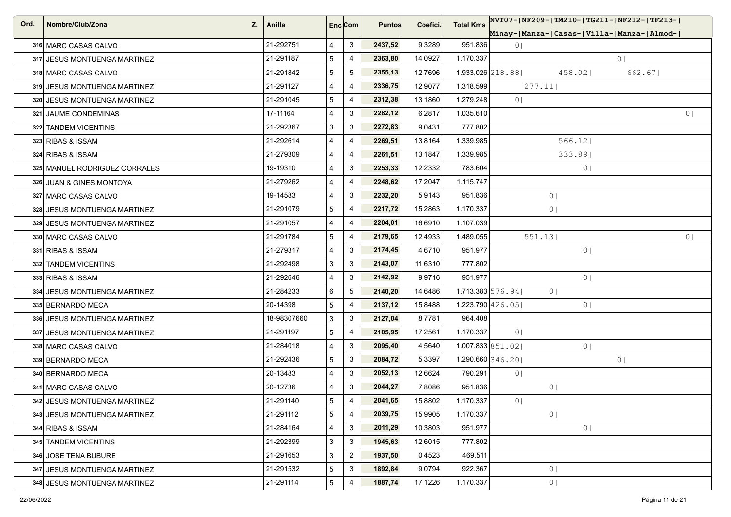| Ord. | Nombre/Club/Zona | Z. | Anilla | Enc | Com | Puntos | Coefici. | Total Kms | NVT07- Minay- | NF209- Manza- | TM210- Casas- | TG211- Villa- | NF212- Manza- | TF213- Almod- |
|---|---|---|---|---|---|---|---|---|---|---|---|---|---|---|
| 316 | MARC CASAS CALVO | | 21-292751 | 4 | 3 | **2437,52** | 9,3289 | 951.836 | 0 | | | | | |
| 317 | JESUS MONTUENGA MARTINEZ | | 21-291187 | 5 | 4 | **2363,80** | 14,0927 | 1.170.337 | | | | 0 | | |
| 318 | MARC CASAS CALVO | | 21-291842 | 5 | 5 | **2355,13** | 12,7696 | 1.933.026 | 218.88 | | 458.02 | | 662.67 | |
| 319 | JESUS MONTUENGA MARTINEZ | | 21-291127 | 4 | 4 | **2336,75** | 12,9077 | 1.318.599 | | 277.11 | | | | |
| 320 | JESUS MONTUENGA MARTINEZ | | 21-291045 | 5 | 4 | **2312,38** | 13,1860 | 1.279.248 | 0 | | | | | |
| 321 | JAUME CONDEMINAS | | 17-11164 | 4 | 3 | **2282,12** | 6,2817 | 1.035.610 | | | | | | 0 |
| 322 | TANDEM VICENTINS | | 21-292367 | 3 | 3 | **2272,83** | 9,0431 | 777.802 | | | | | | |
| 323 | RIBAS & ISSAM | | 21-292614 | 4 | 4 | **2269,51** | 13,8164 | 1.339.985 | | | 566.12 | | | |
| 324 | RIBAS & ISSAM | | 21-279309 | 4 | 4 | **2261,51** | 13,1847 | 1.339.985 | | | 333.89 | | | |
| 325 | MANUEL RODRIGUEZ CORRALES | | 19-19310 | 4 | 3 | **2253,33** | 12,2332 | 783.604 | | | 0 | | | |
| 326 | JUAN & GINES MONTOYA | | 21-279262 | 4 | 4 | **2248,62** | 17,2047 | 1.115.747 | | | | | | |
| 327 | MARC CASAS CALVO | | 19-14583 | 4 | 3 | **2232,20** | 5,9143 | 951.836 | | 0 | | | | |
| 328 | JESUS MONTUENGA MARTINEZ | | 21-291079 | 5 | 4 | **2217,72** | 15,2863 | 1.170.337 | | 0 | | | | |
| 329 | JESUS MONTUENGA MARTINEZ | | 21-291057 | 4 | 4 | **2204,01** | 16,6910 | 1.107.039 | | | | | | |
| 330 | MARC CASAS CALVO | | 21-291784 | 5 | 4 | **2179,65** | 12,4933 | 1.489.055 | | 551.13 | | | | 0 |
| 331 | RIBAS & ISSAM | | 21-279317 | 4 | 3 | **2174,45** | 4,6710 | 951.977 | | | 0 | | | |
| 332 | TANDEM VICENTINS | | 21-292498 | 3 | 3 | **2143,07** | 11,6310 | 777.802 | | | | | | |
| 333 | RIBAS & ISSAM | | 21-292646 | 4 | 3 | **2142,92** | 9,9716 | 951.977 | | | 0 | | | |
| 334 | JESUS MONTUENGA MARTINEZ | | 21-284233 | 6 | 5 | **2140,20** | 14,6486 | 1.713.383 | 576.94 | 0 | | | | |
| 335 | BERNARDO MECA | | 20-14398 | 5 | 4 | **2137,12** | 15,8488 | 1.223.790 | 426.05 | | 0 | | | |
| 336 | JESUS MONTUENGA MARTINEZ | | 18-98307660 | 3 | 3 | **2127,04** | 8,7781 | 964.408 | | | | | | |
| 337 | JESUS MONTUENGA MARTINEZ | | 21-291197 | 5 | 4 | **2105,95** | 17,2561 | 1.170.337 | 0 | | | | | |
| 338 | MARC CASAS CALVO | | 21-284018 | 4 | 3 | **2095,40** | 4,5640 | 1.007.833 | 851.02 | | 0 | | | |
| 339 | BERNARDO MECA | | 21-292436 | 5 | 3 | **2084,72** | 5,3397 | 1.290.660 | 346.20 | | | 0 | | |
| 340 | BERNARDO MECA | | 20-13483 | 4 | 3 | **2052,13** | 12,6624 | 790.291 | 0 | | | | | |
| 341 | MARC CASAS CALVO | | 20-12736 | 4 | 3 | **2044,27** | 7,8086 | 951.836 | | 0 | | | | |
| 342 | JESUS MONTUENGA MARTINEZ | | 21-291140 | 5 | 4 | **2041,65** | 15,8802 | 1.170.337 | 0 | | | | | |
| 343 | JESUS MONTUENGA MARTINEZ | | 21-291112 | 5 | 4 | **2039,75** | 15,9905 | 1.170.337 | | 0 | | | | |
| 344 | RIBAS & ISSAM | | 21-284164 | 4 | 3 | **2011,29** | 10,3803 | 951.977 | | | 0 | | | |
| 345 | TANDEM VICENTINS | | 21-292399 | 3 | 3 | **1945,63** | 12,6015 | 777.802 | | | | | | |
| 346 | JOSE TENA BUBURE | | 21-291653 | 3 | 2 | **1937,50** | 0,4523 | 469.511 | | | | | | |
| 347 | JESUS MONTUENGA MARTINEZ | | 21-291532 | 5 | 3 | **1892,84** | 9,0794 | 922.367 | | 0 | | | | |
| 348 | JESUS MONTUENGA MARTINEZ | | 21-291114 | 5 | 4 | **1887,74** | 17,1226 | 1.170.337 | | 0 | | | | |

22/06/2022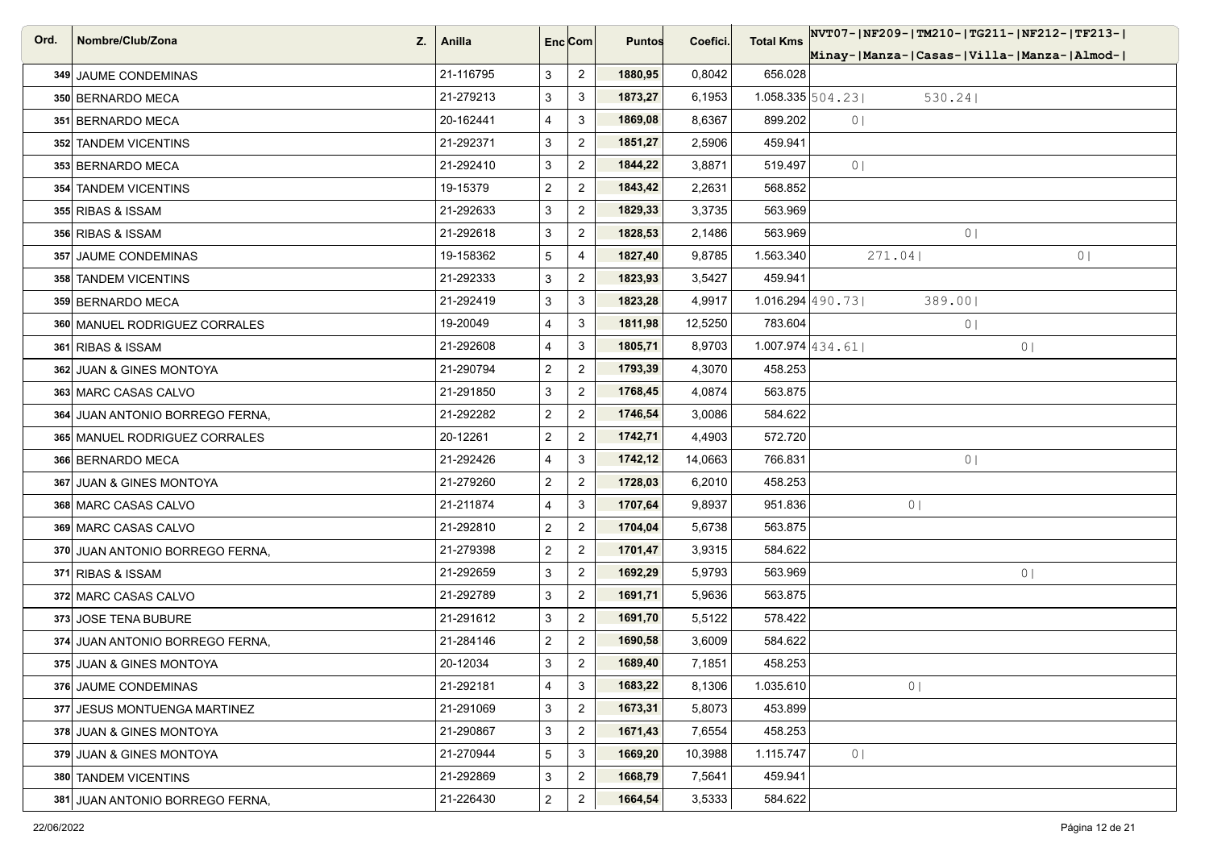| Ord. | Nombre/Club/Zona | Z. | Anilla | Enc | Com | Puntos | Coefici. | Total Kms | NVT07-<br>Minay- | NF209-<br>Manza- | TM210-<br>Casas- | TG211-<br>Villa- | NF212-<br>Manza- | TF213-<br>Almod- |
|---|---|---|---|---|---|---|---|---|---|---|---|---|---|---|
| 349 | JAUME CONDEMINAS | | 21-116795 | 3 | 2 | **1880,95** | 0,8042 | 656.028 | | | | | | |
| 350 | BERNARDO MECA | | 21-279213 | 3 | 3 | **1873,27** | 6,1953 | 1.058.335 | 504.23 | | 530.24 | | | |
| 351 | BERNARDO MECA | | 20-162441 | 4 | 3 | **1869,08** | 8,6367 | 899.202 | 0 | | | | | |
| 352 | TANDEM VICENTINS | | 21-292371 | 3 | 2 | **1851,27** | 2,5906 | 459.941 | | | | | | |
| 353 | BERNARDO MECA | | 21-292410 | 3 | 2 | **1844,22** | 3,8871 | 519.497 | 0 | | | | | |
| 354 | TANDEM VICENTINS | | 19-15379 | 2 | 2 | **1843,42** | 2,2631 | 568.852 | | | | | | |
| 355 | RIBAS & ISSAM | | 21-292633 | 3 | 2 | **1829,33** | 3,3735 | 563.969 | | | | | | |
| 356 | RIBAS & ISSAM | | 21-292618 | 3 | 2 | **1828,53** | 2,1486 | 563.969 | | | 0 | | | |
| 357 | JAUME CONDEMINAS | | 19-158362 | 5 | 4 | **1827,40** | 9,8785 | 1.563.340 | | 271.04 | | | 0 | |
| 358 | TANDEM VICENTINS | | 21-292333 | 3 | 2 | **1823,93** | 3,5427 | 459.941 | | | | | | |
| 359 | BERNARDO MECA | | 21-292419 | 3 | 3 | **1823,28** | 4,9917 | 1.016.294 | 490.73 | | 389.00 | | | |
| 360 | MANUEL RODRIGUEZ CORRALES | | 19-20049 | 4 | 3 | **1811,98** | 12,5250 | 783.604 | | | 0 | | | |
| 361 | RIBAS & ISSAM | | 21-292608 | 4 | 3 | **1805,71** | 8,9703 | 1.007.974 | 434.61 | | | 0 | | |
| 362 | JUAN & GINES MONTOYA | | 21-290794 | 2 | 2 | **1793,39** | 4,3070 | 458.253 | | | | | | |
| 363 | MARC CASAS CALVO | | 21-291850 | 3 | 2 | **1768,45** | 4,0874 | 563.875 | | | | | | |
| 364 | JUAN ANTONIO BORREGO FERNA, | | 21-292282 | 2 | 2 | **1746,54** | 3,0086 | 584.622 | | | | | | |
| 365 | MANUEL RODRIGUEZ CORRALES | | 20-12261 | 2 | 2 | **1742,71** | 4,4903 | 572.720 | | | | | | |
| 366 | BERNARDO MECA | | 21-292426 | 4 | 3 | **1742,12** | 14,0663 | 766.831 | | | 0 | | | |
| 367 | JUAN & GINES MONTOYA | | 21-279260 | 2 | 2 | **1728,03** | 6,2010 | 458.253 | | | | | | |
| 368 | MARC CASAS CALVO | | 21-211874 | 4 | 3 | **1707,64** | 9,8937 | 951.836 | | 0 | | | | |
| 369 | MARC CASAS CALVO | | 21-292810 | 2 | 2 | **1704,04** | 5,6738 | 563.875 | | | | | | |
| 370 | JUAN ANTONIO BORREGO FERNA, | | 21-279398 | 2 | 2 | **1701,47** | 3,9315 | 584.622 | | | | | | |
| 371 | RIBAS & ISSAM | | 21-292659 | 3 | 2 | **1692,29** | 5,9793 | 563.969 | | | | 0 | | |
| 372 | MARC CASAS CALVO | | 21-292789 | 3 | 2 | **1691,71** | 5,9636 | 563.875 | | | | | | |
| 373 | JOSE TENA BUBURE | | 21-291612 | 3 | 2 | **1691,70** | 5,5122 | 578.422 | | | | | | |
| 374 | JUAN ANTONIO BORREGO FERNA, | | 21-284146 | 2 | 2 | **1690,58** | 3,6009 | 584.622 | | | | | | |
| 375 | JUAN & GINES MONTOYA | | 20-12034 | 3 | 2 | **1689,40** | 7,1851 | 458.253 | | | | | | |
| 376 | JAUME CONDEMINAS | | 21-292181 | 4 | 3 | **1683,22** | 8,1306 | 1.035.610 | | 0 | | | | |
| 377 | JESUS MONTUENGA MARTINEZ | | 21-291069 | 3 | 2 | **1673,31** | 5,8073 | 453.899 | | | | | | |
| 378 | JUAN & GINES MONTOYA | | 21-290867 | 3 | 2 | **1671,43** | 7,6554 | 458.253 | | | | | | |
| 379 | JUAN & GINES MONTOYA | | 21-270944 | 5 | 3 | **1669,20** | 10,3988 | 1.115.747 | 0 | | | | | |
| 380 | TANDEM VICENTINS | | 21-292869 | 3 | 2 | **1668,79** | 7,5641 | 459.941 | | | | | | |
| 381 | JUAN ANTONIO BORREGO FERNA, | | 21-226430 | 2 | 2 | **1664,54** | 3,5333 | 584.622 | | | | | | |

22/06/2022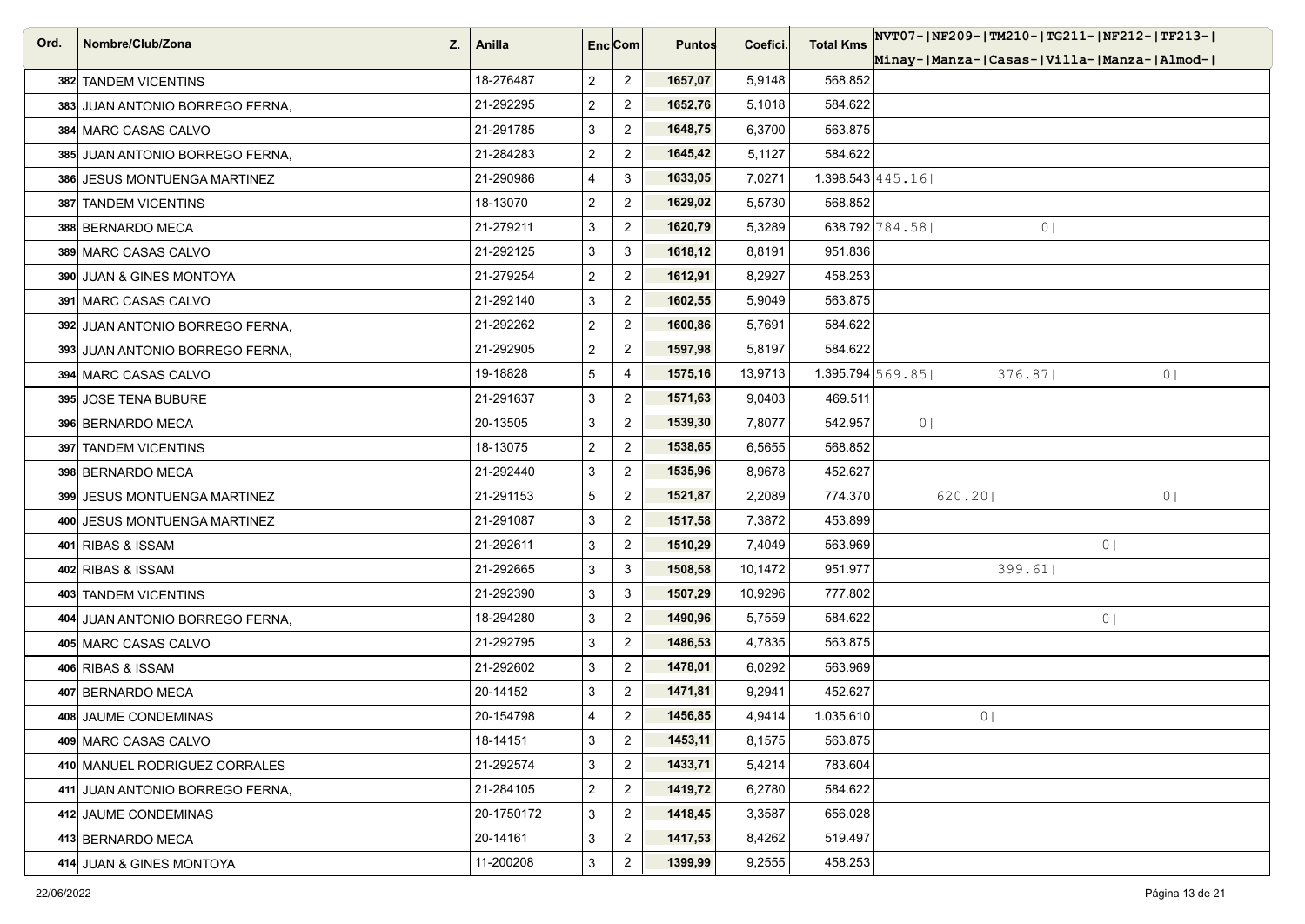| Ord. | Nombre/Club/Zona | Z. | Anilla | Enc | Com | Puntos | Coefici. | Total Kms | NVT07-<br>Minay- | NF209-<br>Manza- | TM210-<br>Casas- | TG211-<br>Villa- | NF212-<br>Manza- | TF213-<br>Almod- |
|---|---|---|---|---|---|---|---|---|---|---|---|---|---|---|
| 382 | TANDEM VICENTINS | | 18-276487 | 2 | 2 | **1657,07** | 5,9148 | 568.852 | | | | | | |
| 383 | JUAN ANTONIO BORREGO FERNA, | | 21-292295 | 2 | 2 | **1652,76** | 5,1018 | 584.622 | | | | | | |
| 384 | MARC CASAS CALVO | | 21-291785 | 3 | 2 | **1648,75** | 6,3700 | 563.875 | | | | | | |
| 385 | JUAN ANTONIO BORREGO FERNA, | | 21-284283 | 2 | 2 | **1645,42** | 5,1127 | 584.622 | | | | | | |
| 386 | JESUS MONTUENGA MARTINEZ | | 21-290986 | 4 | 3 | **1633,05** | 7,0271 | 1.398.543 | 445.16 | | | | | |
| 387 | TANDEM VICENTINS | | 18-13070 | 2 | 2 | **1629,02** | 5,5730 | 568.852 | | | | | | |
| 388 | BERNARDO MECA | | 21-279211 | 3 | 2 | **1620,79** | 5,3289 | 638.792 | 784.58 | | 0 | | | |
| 389 | MARC CASAS CALVO | | 21-292125 | 3 | 3 | **1618,12** | 8,8191 | 951.836 | | | | | | |
| 390 | JUAN & GINES MONTOYA | | 21-279254 | 2 | 2 | **1612,91** | 8,2927 | 458.253 | | | | | | |
| 391 | MARC CASAS CALVO | | 21-292140 | 3 | 2 | **1602,55** | 5,9049 | 563.875 | | | | | | |
| 392 | JUAN ANTONIO BORREGO FERNA, | | 21-292262 | 2 | 2 | **1600,86** | 5,7691 | 584.622 | | | | | | |
| 393 | JUAN ANTONIO BORREGO FERNA, | | 21-292905 | 2 | 2 | **1597,98** | 5,8197 | 584.622 | | | | | | |
| 394 | MARC CASAS CALVO | | 19-18828 | 5 | 4 | **1575,16** | 13,9713 | 1.395.794 | 569.85 | | 376.87 | | 0 | |
| 395 | JOSE TENA BUBURE | | 21-291637 | 3 | 2 | **1571,63** | 9,0403 | 469.511 | | | | | | |
| 396 | BERNARDO MECA | | 20-13505 | 3 | 2 | **1539,30** | 7,8077 | 542.957 | 0 | | | | | |
| 397 | TANDEM VICENTINS | | 18-13075 | 2 | 2 | **1538,65** | 6,5655 | 568.852 | | | | | | |
| 398 | BERNARDO MECA | | 21-292440 | 3 | 2 | **1535,96** | 8,9678 | 452.627 | | | | | | |
| 399 | JESUS MONTUENGA MARTINEZ | | 21-291153 | 5 | 2 | **1521,87** | 2,2089 | 774.370 | | 620.20 | | | 0 | |
| 400 | JESUS MONTUENGA MARTINEZ | | 21-291087 | 3 | 2 | **1517,58** | 7,3872 | 453.899 | | | | | | |
| 401 | RIBAS & ISSAM | | 21-292611 | 3 | 2 | **1510,29** | 7,4049 | 563.969 | | | | 0 | | |
| 402 | RIBAS & ISSAM | | 21-292665 | 3 | 3 | **1508,58** | 10,1472 | 951.977 | | | 399.61 | | | |
| 403 | TANDEM VICENTINS | | 21-292390 | 3 | 3 | **1507,29** | 10,9296 | 777.802 | | | | | | |
| 404 | JUAN ANTONIO BORREGO FERNA, | | 18-294280 | 3 | 2 | **1490,96** | 5,7559 | 584.622 | | | | 0 | | |
| 405 | MARC CASAS CALVO | | 21-292795 | 3 | 2 | **1486,53** | 4,7835 | 563.875 | | | | | | |
| 406 | RIBAS & ISSAM | | 21-292602 | 3 | 2 | **1478,01** | 6,0292 | 563.969 | | | | | | |
| 407 | BERNARDO MECA | | 20-14152 | 3 | 2 | **1471,81** | 9,2941 | 452.627 | | | | | | |
| 408 | JAUME CONDEMINAS | | 20-154798 | 4 | 2 | **1456,85** | 4,9414 | 1.035.610 | | 0 | | | | |
| 409 | MARC CASAS CALVO | | 18-14151 | 3 | 2 | **1453,11** | 8,1575 | 563.875 | | | | | | |
| 410 | MANUEL RODRIGUEZ CORRALES | | 21-292574 | 3 | 2 | **1433,71** | 5,4214 | 783.604 | | | | | | |
| 411 | JUAN ANTONIO BORREGO FERNA, | | 21-284105 | 2 | 2 | **1419,72** | 6,2780 | 584.622 | | | | | | |
| 412 | JAUME CONDEMINAS | | 20-1750172 | 3 | 2 | **1418,45** | 3,3587 | 656.028 | | | | | | |
| 413 | BERNARDO MECA | | 20-14161 | 3 | 2 | **1417,53** | 8,4262 | 519.497 | | | | | | |
| 414 | JUAN & GINES MONTOYA | | 11-200208 | 3 | 2 | **1399,99** | 9,2555 | 458.253 | | | | | | |

22/06/2022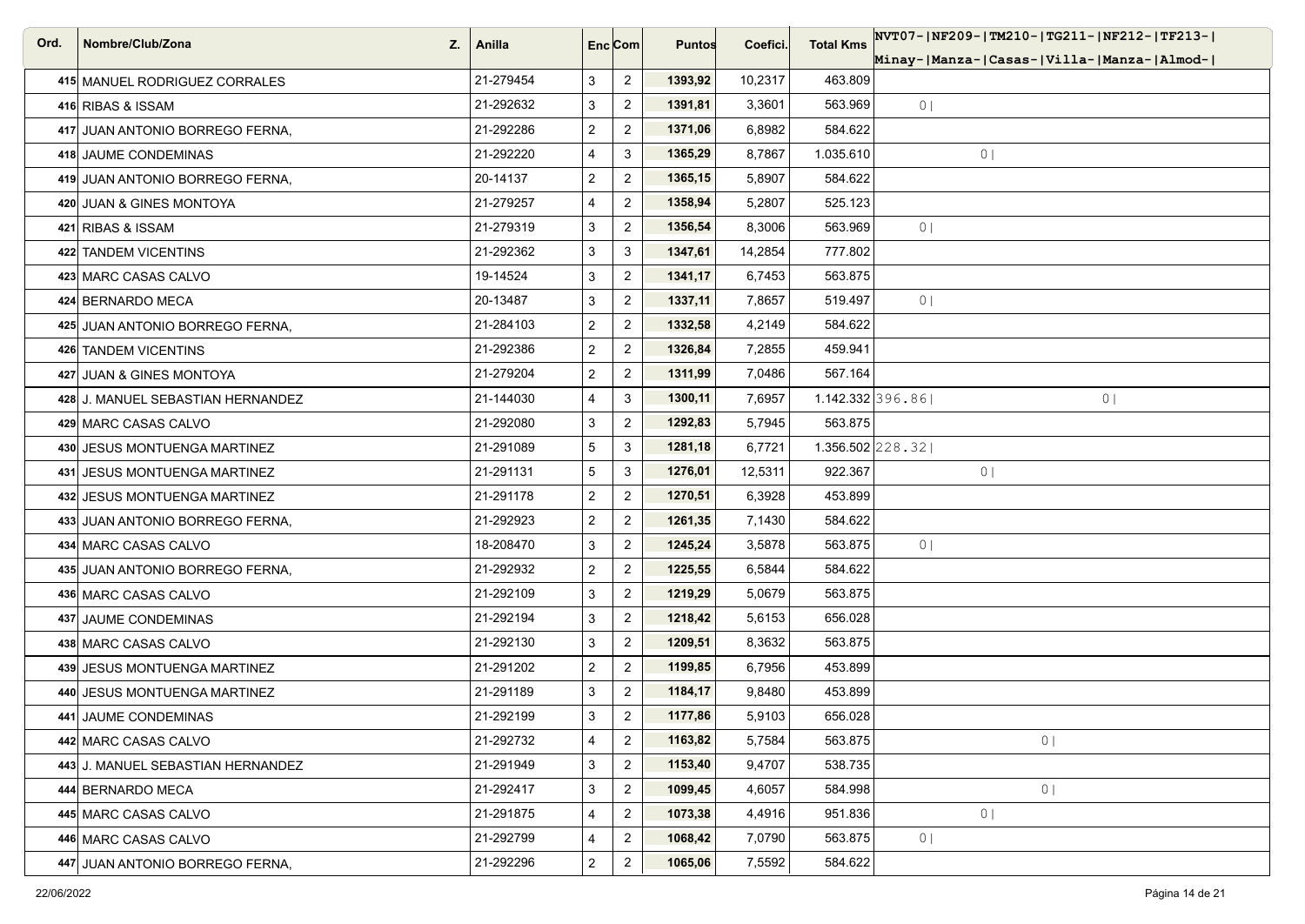| Ord. | Nombre/Club/Zona | Z. | Anilla | Enc | Com | Puntos | Coefici. | Total Kms | NVT07-<br>Minay- | NF209-<br>Manza- | TM210-<br>Casas- | TG211-<br>Villa- | NF212-<br>Manza- | TF213-<br>Almod- |
|---|---|---|---|---|---|---|---|---|---|---|---|---|---|---|
| 415 | MANUEL RODRIGUEZ CORRALES | | 21-279454 | 3 | 2 | **1393,92** | 10,2317 | 463.809 | | | | | | |
| 416 | RIBAS & ISSAM | | 21-292632 | 3 | 2 | **1391,81** | 3,3601 | 563.969 | 0 | | | | | |
| 417 | JUAN ANTONIO BORREGO FERNA, | | 21-292286 | 2 | 2 | **1371,06** | 6,8982 | 584.622 | | | | | | |
| 418 | JAUME CONDEMINAS | | 21-292220 | 4 | 3 | **1365,29** | 8,7867 | 1.035.610 | | 0 | | | | |
| 419 | JUAN ANTONIO BORREGO FERNA, | | 20-14137 | 2 | 2 | **1365,15** | 5,8907 | 584.622 | | | | | | |
| 420 | JUAN & GINES MONTOYA | | 21-279257 | 4 | 2 | **1358,94** | 5,2807 | 525.123 | | | | | | |
| 421 | RIBAS & ISSAM | | 21-279319 | 3 | 2 | **1356,54** | 8,3006 | 563.969 | 0 | | | | | |
| 422 | TANDEM VICENTINS | | 21-292362 | 3 | 3 | **1347,61** | 14,2854 | 777.802 | | | | | | |
| 423 | MARC CASAS CALVO | | 19-14524 | 3 | 2 | **1341,17** | 6,7453 | 563.875 | | | | | | |
| 424 | BERNARDO MECA | | 20-13487 | 3 | 2 | **1337,11** | 7,8657 | 519.497 | 0 | | | | | |
| 425 | JUAN ANTONIO BORREGO FERNA, | | 21-284103 | 2 | 2 | **1332,58** | 4,2149 | 584.622 | | | | | | |
| 426 | TANDEM VICENTINS | | 21-292386 | 2 | 2 | **1326,84** | 7,2855 | 459.941 | | | | | | |
| 427 | JUAN & GINES MONTOYA | | 21-279204 | 2 | 2 | **1311,99** | 7,0486 | 567.164 | | | | | | |
| 428 | J. MANUEL SEBASTIAN HERNANDEZ | | 21-144030 | 4 | 3 | **1300,11** | 7,6957 | 1.142.332 | 396.86 | | | 0 | | |
| 429 | MARC CASAS CALVO | | 21-292080 | 3 | 2 | **1292,83** | 5,7945 | 563.875 | | | | | | |
| 430 | JESUS MONTUENGA MARTINEZ | | 21-291089 | 5 | 3 | **1281,18** | 6,7721 | 1.356.502 | 228.32 | | | | | |
| 431 | JESUS MONTUENGA MARTINEZ | | 21-291131 | 5 | 3 | **1276,01** | 12,5311 | 922.367 | | 0 | | | | |
| 432 | JESUS MONTUENGA MARTINEZ | | 21-291178 | 2 | 2 | **1270,51** | 6,3928 | 453.899 | | | | | | |
| 433 | JUAN ANTONIO BORREGO FERNA, | | 21-292923 | 2 | 2 | **1261,35** | 7,1430 | 584.622 | | | | | | |
| 434 | MARC CASAS CALVO | | 18-208470 | 3 | 2 | **1245,24** | 3,5878 | 563.875 | 0 | | | | | |
| 435 | JUAN ANTONIO BORREGO FERNA, | | 21-292932 | 2 | 2 | **1225,55** | 6,5844 | 584.622 | | | | | | |
| 436 | MARC CASAS CALVO | | 21-292109 | 3 | 2 | **1219,29** | 5,0679 | 563.875 | | | | | | |
| 437 | JAUME CONDEMINAS | | 21-292194 | 3 | 2 | **1218,42** | 5,6153 | 656.028 | | | | | | |
| 438 | MARC CASAS CALVO | | 21-292130 | 3 | 2 | **1209,51** | 8,3632 | 563.875 | | | | | | |
| 439 | JESUS MONTUENGA MARTINEZ | | 21-291202 | 2 | 2 | **1199,85** | 6,7956 | 453.899 | | | | | | |
| 440 | JESUS MONTUENGA MARTINEZ | | 21-291189 | 3 | 2 | **1184,17** | 9,8480 | 453.899 | | | | | | |
| 441 | JAUME CONDEMINAS | | 21-292199 | 3 | 2 | **1177,86** | 5,9103 | 656.028 | | | | | | |
| 442 | MARC CASAS CALVO | | 21-292732 | 4 | 2 | **1163,82** | 5,7584 | 563.875 | | | 0 | | | |
| 443 | J. MANUEL SEBASTIAN HERNANDEZ | | 21-291949 | 3 | 2 | **1153,40** | 9,4707 | 538.735 | | | | | | |
| 444 | BERNARDO MECA | | 21-292417 | 3 | 2 | **1099,45** | 4,6057 | 584.998 | | | 0 | | | |
| 445 | MARC CASAS CALVO | | 21-291875 | 4 | 2 | **1073,38** | 4,4916 | 951.836 | | 0 | | | | |
| 446 | MARC CASAS CALVO | | 21-292799 | 4 | 2 | **1068,42** | 7,0790 | 563.875 | 0 | | | | | |
| 447 | JUAN ANTONIO BORREGO FERNA, | | 21-292296 | 2 | 2 | **1065,06** | 7,5592 | 584.622 | | | | | | |

22/06/2022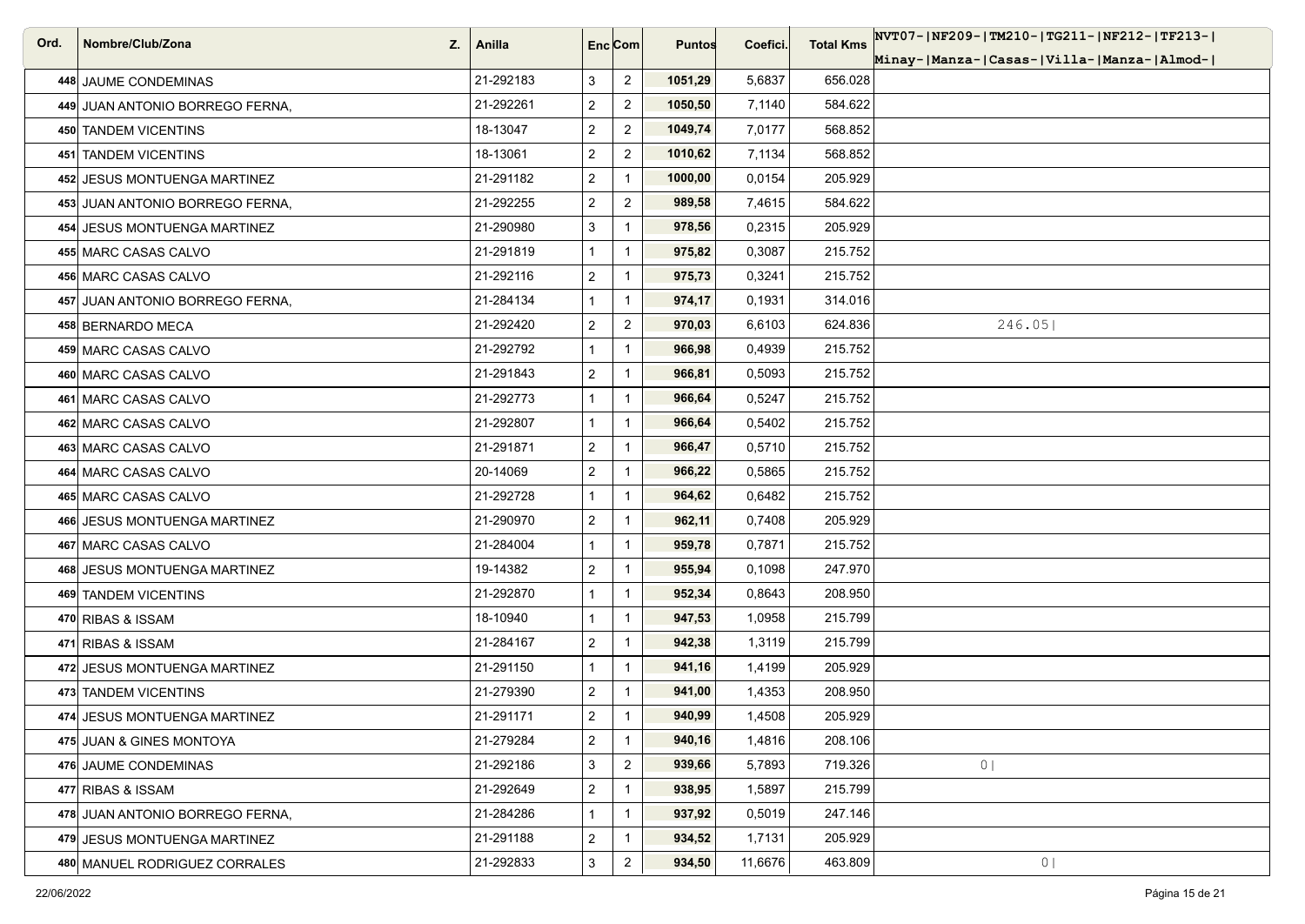| Ord. | Nombre/Club/Zona | Z. | Anilla | Enc | Com | Puntos | Coefici. | Total Kms | NVT07-\|NF209-\|TM210-\|TG211-\|NF212-\|TF213-\| Minay-\|Manza-\|Casas-\|Villa-\|Manza-\|Almod-\| |
|---|---|---|---|---|---|---|---|---|---|
| 448 | JAUME CONDEMINAS | | 21-292183 | 3 | 2 | **1051,29** | 5,6837 | 656.028 | |
| 449 | JUAN ANTONIO BORREGO FERNA, | | 21-292261 | 2 | 2 | **1050,50** | 7,1140 | 584.622 | |
| 450 | TANDEM VICENTINS | | 18-13047 | 2 | 2 | **1049,74** | 7,0177 | 568.852 | |
| 451 | TANDEM VICENTINS | | 18-13061 | 2 | 2 | **1010,62** | 7,1134 | 568.852 | |
| 452 | JESUS MONTUENGA MARTINEZ | | 21-291182 | 2 | 1 | **1000,00** | 0,0154 | 205.929 | |
| 453 | JUAN ANTONIO BORREGO FERNA, | | 21-292255 | 2 | 2 | **989,58** | 7,4615 | 584.622 | |
| 454 | JESUS MONTUENGA MARTINEZ | | 21-290980 | 3 | 1 | **978,56** | 0,2315 | 205.929 | |
| 455 | MARC CASAS CALVO | | 21-291819 | 1 | 1 | **975,82** | 0,3087 | 215.752 | |
| 456 | MARC CASAS CALVO | | 21-292116 | 2 | 1 | **975,73** | 0,3241 | 215.752 | |
| 457 | JUAN ANTONIO BORREGO FERNA, | | 21-284134 | 1 | 1 | **974,17** | 0,1931 | 314.016 | |
| 458 | BERNARDO MECA | | 21-292420 | 2 | 2 | **970,03** | 6,6103 | 624.836 | 246.05\| |
| 459 | MARC CASAS CALVO | | 21-292792 | 1 | 1 | **966,98** | 0,4939 | 215.752 | |
| 460 | MARC CASAS CALVO | | 21-291843 | 2 | 1 | **966,81** | 0,5093 | 215.752 | |
| 461 | MARC CASAS CALVO | | 21-292773 | 1 | 1 | **966,64** | 0,5247 | 215.752 | |
| 462 | MARC CASAS CALVO | | 21-292807 | 1 | 1 | **966,64** | 0,5402 | 215.752 | |
| 463 | MARC CASAS CALVO | | 21-291871 | 2 | 1 | **966,47** | 0,5710 | 215.752 | |
| 464 | MARC CASAS CALVO | | 20-14069 | 2 | 1 | **966,22** | 0,5865 | 215.752 | |
| 465 | MARC CASAS CALVO | | 21-292728 | 1 | 1 | **964,62** | 0,6482 | 215.752 | |
| 466 | JESUS MONTUENGA MARTINEZ | | 21-290970 | 2 | 1 | **962,11** | 0,7408 | 205.929 | |
| 467 | MARC CASAS CALVO | | 21-284004 | 1 | 1 | **959,78** | 0,7871 | 215.752 | |
| 468 | JESUS MONTUENGA MARTINEZ | | 19-14382 | 2 | 1 | **955,94** | 0,1098 | 247.970 | |
| 469 | TANDEM VICENTINS | | 21-292870 | 1 | 1 | **952,34** | 0,8643 | 208.950 | |
| 470 | RIBAS & ISSAM | | 18-10940 | 1 | 1 | **947,53** | 1,0958 | 215.799 | |
| 471 | RIBAS & ISSAM | | 21-284167 | 2 | 1 | **942,38** | 1,3119 | 215.799 | |
| 472 | JESUS MONTUENGA MARTINEZ | | 21-291150 | 1 | 1 | **941,16** | 1,4199 | 205.929 | |
| 473 | TANDEM VICENTINS | | 21-279390 | 2 | 1 | **941,00** | 1,4353 | 208.950 | |
| 474 | JESUS MONTUENGA MARTINEZ | | 21-291171 | 2 | 1 | **940,99** | 1,4508 | 205.929 | |
| 475 | JUAN & GINES MONTOYA | | 21-279284 | 2 | 1 | **940,16** | 1,4816 | 208.106 | |
| 476 | JAUME CONDEMINAS | | 21-292186 | 3 | 2 | **939,66** | 5,7893 | 719.326 | 0\| |
| 477 | RIBAS & ISSAM | | 21-292649 | 2 | 1 | **938,95** | 1,5897 | 215.799 | |
| 478 | JUAN ANTONIO BORREGO FERNA, | | 21-284286 | 1 | 1 | **937,92** | 0,5019 | 247.146 | |
| 479 | JESUS MONTUENGA MARTINEZ | | 21-291188 | 2 | 1 | **934,52** | 1,7131 | 205.929 | |
| 480 | MANUEL RODRIGUEZ CORRALES | | 21-292833 | 3 | 2 | **934,50** | 11,6676 | 463.809 | 0\| |

22/06/2022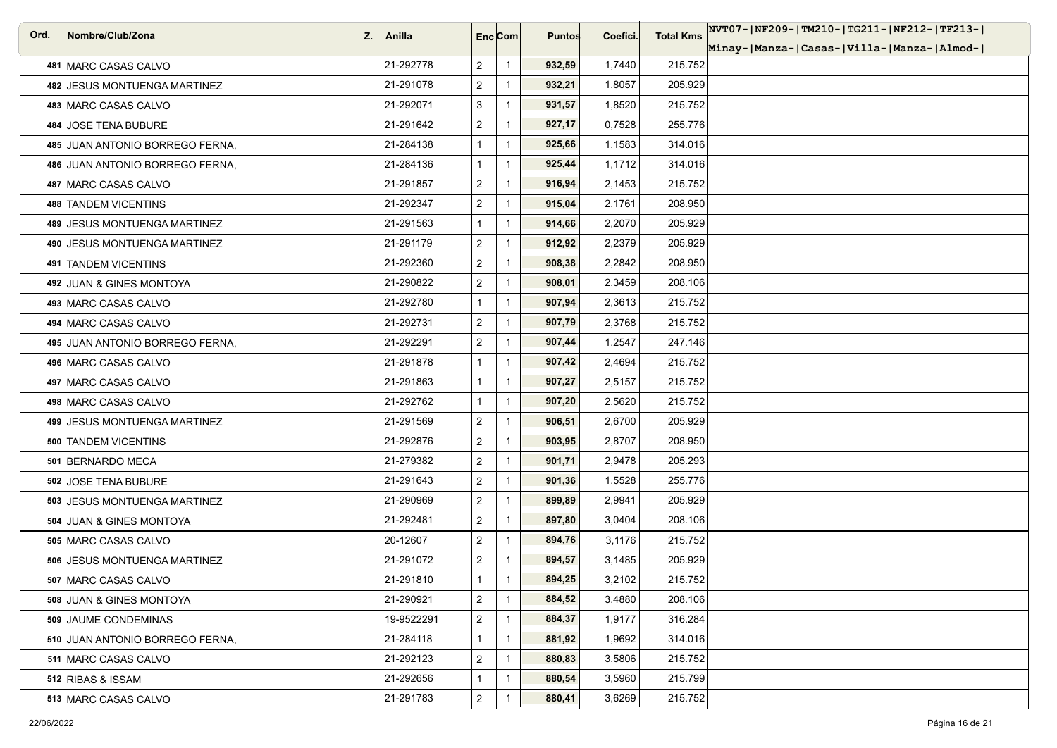| Ord. | Nombre/Club/Zona | Z. | Anilla | Enc | Com | Puntos | Coefici. | Total Kms | NVT07-\|NF209-\|TM210-\|TG211-\|NF212-\|TF213-\| Minay-\|Manza-\|Casas-\|Villa-\|Manza-\|Almod-\| |
|---|---|---|---|---|---|---|---|---|---|
| 481 | MARC CASAS CALVO | | 21-292778 | 2 | 1 | **932,59** | 1,7440 | 215.752 | |
| 482 | JESUS MONTUENGA MARTINEZ | | 21-291078 | 2 | 1 | **932,21** | 1,8057 | 205.929 | |
| 483 | MARC CASAS CALVO | | 21-292071 | 3 | 1 | **931,57** | 1,8520 | 215.752 | |
| 484 | JOSE TENA BUBURE | | 21-291642 | 2 | 1 | **927,17** | 0,7528 | 255.776 | |
| 485 | JUAN ANTONIO BORREGO FERNA, | | 21-284138 | 1 | 1 | **925,66** | 1,1583 | 314.016 | |
| 486 | JUAN ANTONIO BORREGO FERNA, | | 21-284136 | 1 | 1 | **925,44** | 1,1712 | 314.016 | |
| 487 | MARC CASAS CALVO | | 21-291857 | 2 | 1 | **916,94** | 2,1453 | 215.752 | |
| 488 | TANDEM VICENTINS | | 21-292347 | 2 | 1 | **915,04** | 2,1761 | 208.950 | |
| 489 | JESUS MONTUENGA MARTINEZ | | 21-291563 | 1 | 1 | **914,66** | 2,2070 | 205.929 | |
| 490 | JESUS MONTUENGA MARTINEZ | | 21-291179 | 2 | 1 | **912,92** | 2,2379 | 205.929 | |
| 491 | TANDEM VICENTINS | | 21-292360 | 2 | 1 | **908,38** | 2,2842 | 208.950 | |
| 492 | JUAN & GINES MONTOYA | | 21-290822 | 2 | 1 | **908,01** | 2,3459 | 208.106 | |
| 493 | MARC CASAS CALVO | | 21-292780 | 1 | 1 | **907,94** | 2,3613 | 215.752 | |
| 494 | MARC CASAS CALVO | | 21-292731 | 2 | 1 | **907,79** | 2,3768 | 215.752 | |
| 495 | JUAN ANTONIO BORREGO FERNA, | | 21-292291 | 2 | 1 | **907,44** | 1,2547 | 247.146 | |
| 496 | MARC CASAS CALVO | | 21-291878 | 1 | 1 | **907,42** | 2,4694 | 215.752 | |
| 497 | MARC CASAS CALVO | | 21-291863 | 1 | 1 | **907,27** | 2,5157 | 215.752 | |
| 498 | MARC CASAS CALVO | | 21-292762 | 1 | 1 | **907,20** | 2,5620 | 215.752 | |
| 499 | JESUS MONTUENGA MARTINEZ | | 21-291569 | 2 | 1 | **906,51** | 2,6700 | 205.929 | |
| 500 | TANDEM VICENTINS | | 21-292876 | 2 | 1 | **903,95** | 2,8707 | 208.950 | |
| 501 | BERNARDO MECA | | 21-279382 | 2 | 1 | **901,71** | 2,9478 | 205.293 | |
| 502 | JOSE TENA BUBURE | | 21-291643 | 2 | 1 | **901,36** | 1,5528 | 255.776 | |
| 503 | JESUS MONTUENGA MARTINEZ | | 21-290969 | 2 | 1 | **899,89** | 2,9941 | 205.929 | |
| 504 | JUAN & GINES MONTOYA | | 21-292481 | 2 | 1 | **897,80** | 3,0404 | 208.106 | |
| 505 | MARC CASAS CALVO | | 20-12607 | 2 | 1 | **894,76** | 3,1176 | 215.752 | |
| 506 | JESUS MONTUENGA MARTINEZ | | 21-291072 | 2 | 1 | **894,57** | 3,1485 | 205.929 | |
| 507 | MARC CASAS CALVO | | 21-291810 | 1 | 1 | **894,25** | 3,2102 | 215.752 | |
| 508 | JUAN & GINES MONTOYA | | 21-290921 | 2 | 1 | **884,52** | 3,4880 | 208.106 | |
| 509 | JAUME CONDEMINAS | | 19-9522291 | 2 | 1 | **884,37** | 1,9177 | 316.284 | |
| 510 | JUAN ANTONIO BORREGO FERNA, | | 21-284118 | 1 | 1 | **881,92** | 1,9692 | 314.016 | |
| 511 | MARC CASAS CALVO | | 21-292123 | 2 | 1 | **880,83** | 3,5806 | 215.752 | |
| 512 | RIBAS & ISSAM | | 21-292656 | 1 | 1 | **880,54** | 3,5960 | 215.799 | |
| 513 | MARC CASAS CALVO | | 21-291783 | 2 | 1 | **880,41** | 3,6269 | 215.752 | |

22/06/2022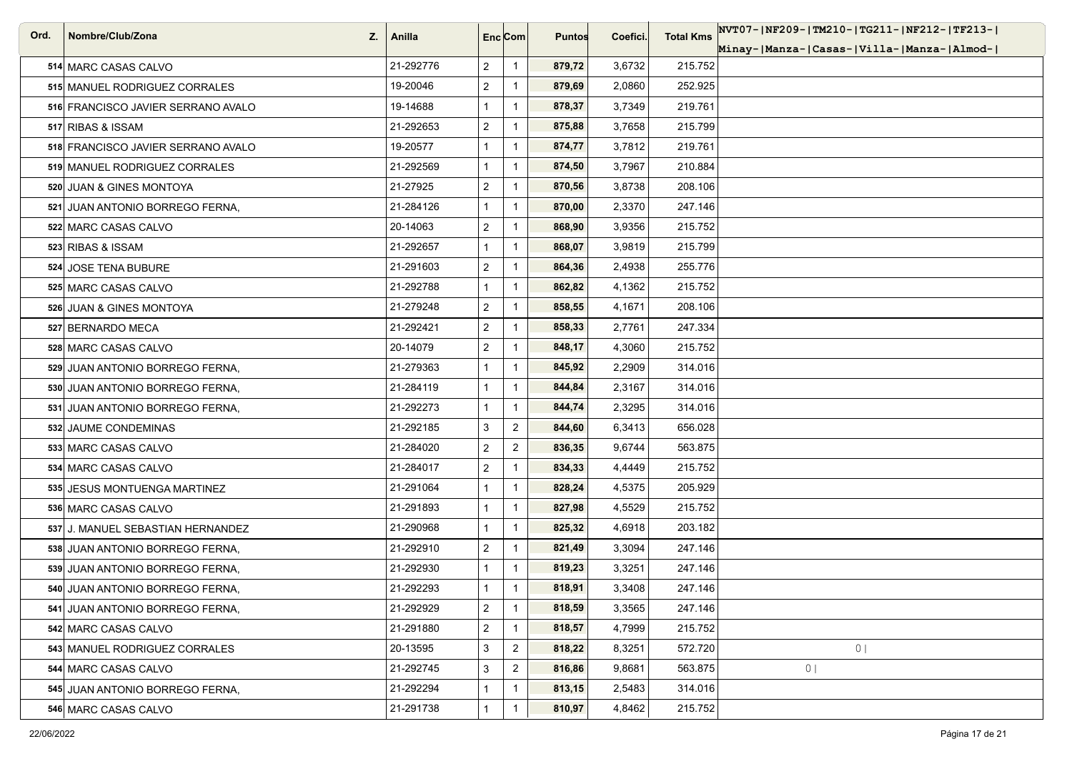| Ord. | Nombre/Club/Zona | Z. | Anilla | Enc | Com | Puntos | Coefici. | Total Kms | NVT07-\|NF209-\|TM210-\|TG211-\|NF212-\|TF213-\| Minay-\|Manza-\|Casas-\|Villa-\|Manza-\|Almod-\| |
|---|---|---|---|---|---|---|---|---|---|
| 514 | MARC CASAS CALVO | | 21-292776 | 2 | 1 | **879,72** | 3,6732 | 215.752 | |
| 515 | MANUEL RODRIGUEZ CORRALES | | 19-20046 | 2 | 1 | **879,69** | 2,0860 | 252.925 | |
| 516 | FRANCISCO JAVIER SERRANO AVALO | | 19-14688 | 1 | 1 | **878,37** | 3,7349 | 219.761 | |
| 517 | RIBAS & ISSAM | | 21-292653 | 2 | 1 | **875,88** | 3,7658 | 215.799 | |
| 518 | FRANCISCO JAVIER SERRANO AVALO | | 19-20577 | 1 | 1 | **874,77** | 3,7812 | 219.761 | |
| 519 | MANUEL RODRIGUEZ CORRALES | | 21-292569 | 1 | 1 | **874,50** | 3,7967 | 210.884 | |
| 520 | JUAN & GINES MONTOYA | | 21-27925 | 2 | 1 | **870,56** | 3,8738 | 208.106 | |
| 521 | JUAN ANTONIO BORREGO FERNA, | | 21-284126 | 1 | 1 | **870,00** | 2,3370 | 247.146 | |
| 522 | MARC CASAS CALVO | | 20-14063 | 2 | 1 | **868,90** | 3,9356 | 215.752 | |
| 523 | RIBAS & ISSAM | | 21-292657 | 1 | 1 | **868,07** | 3,9819 | 215.799 | |
| 524 | JOSE TENA BUBURE | | 21-291603 | 2 | 1 | **864,36** | 2,4938 | 255.776 | |
| 525 | MARC CASAS CALVO | | 21-292788 | 1 | 1 | **862,82** | 4,1362 | 215.752 | |
| 526 | JUAN & GINES MONTOYA | | 21-279248 | 2 | 1 | **858,55** | 4,1671 | 208.106 | |
| 527 | BERNARDO MECA | | 21-292421 | 2 | 1 | **858,33** | 2,7761 | 247.334 | |
| 528 | MARC CASAS CALVO | | 20-14079 | 2 | 1 | **848,17** | 4,3060 | 215.752 | |
| 529 | JUAN ANTONIO BORREGO FERNA, | | 21-279363 | 1 | 1 | **845,92** | 2,2909 | 314.016 | |
| 530 | JUAN ANTONIO BORREGO FERNA, | | 21-284119 | 1 | 1 | **844,84** | 2,3167 | 314.016 | |
| 531 | JUAN ANTONIO BORREGO FERNA, | | 21-292273 | 1 | 1 | **844,74** | 2,3295 | 314.016 | |
| 532 | JAUME CONDEMINAS | | 21-292185 | 3 | 2 | **844,60** | 6,3413 | 656.028 | |
| 533 | MARC CASAS CALVO | | 21-284020 | 2 | 2 | **836,35** | 9,6744 | 563.875 | |
| 534 | MARC CASAS CALVO | | 21-284017 | 2 | 1 | **834,33** | 4,4449 | 215.752 | |
| 535 | JESUS MONTUENGA MARTINEZ | | 21-291064 | 1 | 1 | **828,24** | 4,5375 | 205.929 | |
| 536 | MARC CASAS CALVO | | 21-291893 | 1 | 1 | **827,98** | 4,5529 | 215.752 | |
| 537 | J. MANUEL SEBASTIAN HERNANDEZ | | 21-290968 | 1 | 1 | **825,32** | 4,6918 | 203.182 | |
| 538 | JUAN ANTONIO BORREGO FERNA, | | 21-292910 | 2 | 1 | **821,49** | 3,3094 | 247.146 | |
| 539 | JUAN ANTONIO BORREGO FERNA, | | 21-292930 | 1 | 1 | **819,23** | 3,3251 | 247.146 | |
| 540 | JUAN ANTONIO BORREGO FERNA, | | 21-292293 | 1 | 1 | **818,91** | 3,3408 | 247.146 | |
| 541 | JUAN ANTONIO BORREGO FERNA, | | 21-292929 | 2 | 1 | **818,59** | 3,3565 | 247.146 | |
| 542 | MARC CASAS CALVO | | 21-291880 | 2 | 1 | **818,57** | 4,7999 | 215.752 | |
| 543 | MANUEL RODRIGUEZ CORRALES | | 20-13595 | 3 | 2 | **818,22** | 8,3251 | 572.720 | 0 \| |
| 544 | MARC CASAS CALVO | | 21-292745 | 3 | 2 | **816,86** | 9,8681 | 563.875 | 0 \| |
| 545 | JUAN ANTONIO BORREGO FERNA, | | 21-292294 | 1 | 1 | **813,15** | 2,5483 | 314.016 | |
| 546 | MARC CASAS CALVO | | 21-291738 | 1 | 1 | **810,97** | 4,8462 | 215.752 | |

22/06/2022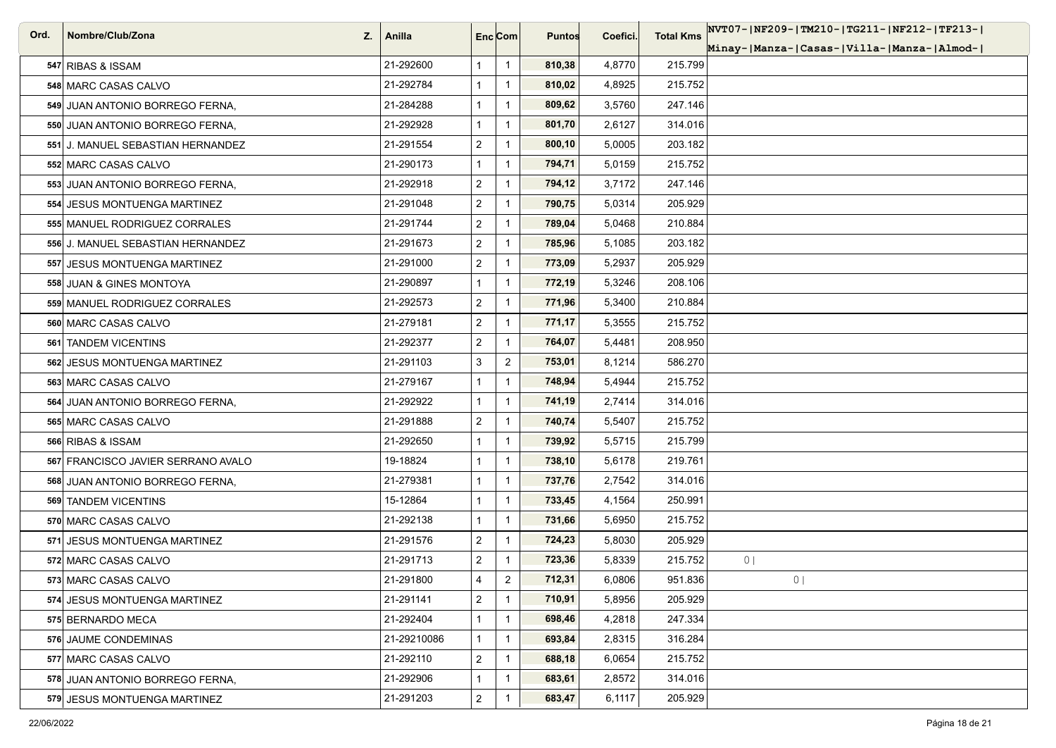| Ord. | Nombre/Club/Zona | Z. | Anilla | Enc | Com | Puntos | Coefici. | Total Kms | NVT07-\|NF209-\|TM210-\|TG211-\|NF212-\|TF213-\| Minay-\|Manza-\|Casas-\|Villa-\|Manza-\|Almod-\| |
|---|---|---|---|---|---|---|---|---|---|
| 547 | RIBAS & ISSAM | | 21-292600 | 1 | 1 | 810,38 | 4,8770 | 215.799 | |
| 548 | MARC CASAS CALVO | | 21-292784 | 1 | 1 | 810,02 | 4,8925 | 215.752 | |
| 549 | JUAN ANTONIO BORREGO FERNA, | | 21-284288 | 1 | 1 | 809,62 | 3,5760 | 247.146 | |
| 550 | JUAN ANTONIO BORREGO FERNA, | | 21-292928 | 1 | 1 | 801,70 | 2,6127 | 314.016 | |
| 551 | J. MANUEL SEBASTIAN HERNANDEZ | | 21-291554 | 2 | 1 | 800,10 | 5,0005 | 203.182 | |
| 552 | MARC CASAS CALVO | | 21-290173 | 1 | 1 | 794,71 | 5,0159 | 215.752 | |
| 553 | JUAN ANTONIO BORREGO FERNA, | | 21-292918 | 2 | 1 | 794,12 | 3,7172 | 247.146 | |
| 554 | JESUS MONTUENGA MARTINEZ | | 21-291048 | 2 | 1 | 790,75 | 5,0314 | 205.929 | |
| 555 | MANUEL RODRIGUEZ CORRALES | | 21-291744 | 2 | 1 | 789,04 | 5,0468 | 210.884 | |
| 556 | J. MANUEL SEBASTIAN HERNANDEZ | | 21-291673 | 2 | 1 | 785,96 | 5,1085 | 203.182 | |
| 557 | JESUS MONTUENGA MARTINEZ | | 21-291000 | 2 | 1 | 773,09 | 5,2937 | 205.929 | |
| 558 | JUAN & GINES MONTOYA | | 21-290897 | 1 | 1 | 772,19 | 5,3246 | 208.106 | |
| 559 | MANUEL RODRIGUEZ CORRALES | | 21-292573 | 2 | 1 | 771,96 | 5,3400 | 210.884 | |
| 560 | MARC CASAS CALVO | | 21-279181 | 2 | 1 | 771,17 | 5,3555 | 215.752 | |
| 561 | TANDEM VICENTINS | | 21-292377 | 2 | 1 | 764,07 | 5,4481 | 208.950 | |
| 562 | JESUS MONTUENGA MARTINEZ | | 21-291103 | 3 | 2 | 753,01 | 8,1214 | 586.270 | |
| 563 | MARC CASAS CALVO | | 21-279167 | 1 | 1 | 748,94 | 5,4944 | 215.752 | |
| 564 | JUAN ANTONIO BORREGO FERNA, | | 21-292922 | 1 | 1 | 741,19 | 2,7414 | 314.016 | |
| 565 | MARC CASAS CALVO | | 21-291888 | 2 | 1 | 740,74 | 5,5407 | 215.752 | |
| 566 | RIBAS & ISSAM | | 21-292650 | 1 | 1 | 739,92 | 5,5715 | 215.799 | |
| 567 | FRANCISCO JAVIER SERRANO AVALO | | 19-18824 | 1 | 1 | 738,10 | 5,6178 | 219.761 | |
| 568 | JUAN ANTONIO BORREGO FERNA, | | 21-279381 | 1 | 1 | 737,76 | 2,7542 | 314.016 | |
| 569 | TANDEM VICENTINS | | 15-12864 | 1 | 1 | 733,45 | 4,1564 | 250.991 | |
| 570 | MARC CASAS CALVO | | 21-292138 | 1 | 1 | 731,66 | 5,6950 | 215.752 | |
| 571 | JESUS MONTUENGA MARTINEZ | | 21-291576 | 2 | 1 | 724,23 | 5,8030 | 205.929 | |
| 572 | MARC CASAS CALVO | | 21-291713 | 2 | 1 | 723,36 | 5,8339 | 215.752 | 0 \| |
| 573 | MARC CASAS CALVO | | 21-291800 | 4 | 2 | 712,31 | 6,0806 | 951.836 | 0 \| |
| 574 | JESUS MONTUENGA MARTINEZ | | 21-291141 | 2 | 1 | 710,91 | 5,8956 | 205.929 | |
| 575 | BERNARDO MECA | | 21-292404 | 1 | 1 | 698,46 | 4,2818 | 247.334 | |
| 576 | JAUME CONDEMINAS | | 21-29210086 | 1 | 1 | 693,84 | 2,8315 | 316.284 | |
| 577 | MARC CASAS CALVO | | 21-292110 | 2 | 1 | 688,18 | 6,0654 | 215.752 | |
| 578 | JUAN ANTONIO BORREGO FERNA, | | 21-292906 | 1 | 1 | 683,61 | 2,8572 | 314.016 | |
| 579 | JESUS MONTUENGA MARTINEZ | | 21-291203 | 2 | 1 | 683,47 | 6,1117 | 205.929 | |

22/06/2022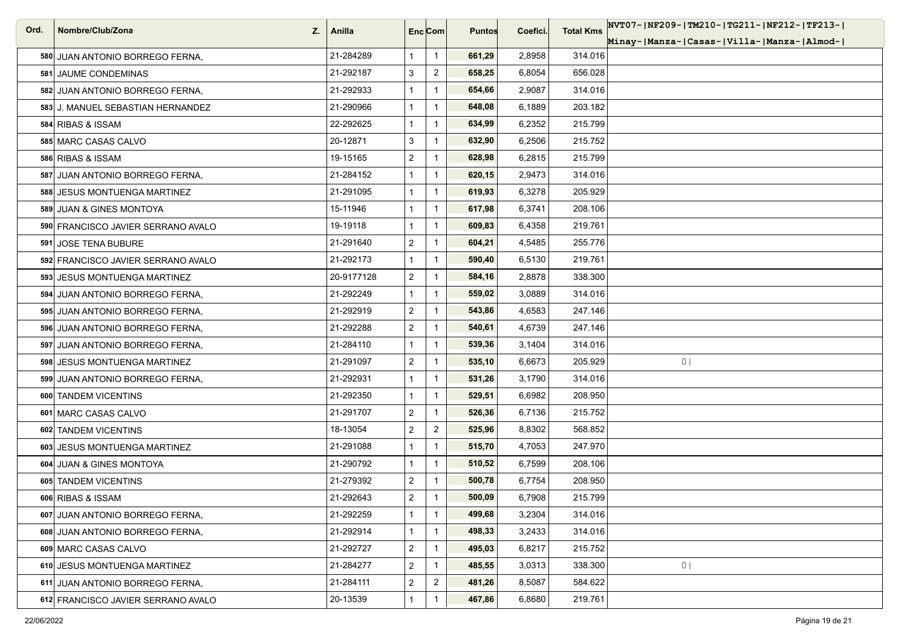| Ord. | Nombre/Club/Zona | Z. | Anilla | Enc | Com | Puntos | Coefici. | Total Kms | NVT07-\|NF209-\|TM210-\|TG211-\|NF212-\|TF213-\| Minay-\|Manza-\|Casas-\|Villa-\|Manza-\|Almod-\| |
|---|---|---|---|---|---|---|---|---|---|
| 580 | JUAN ANTONIO BORREGO FERNA, | | 21-284289 | 1 | 1 | 661,29 | 2,8958 | 314.016 | |
| 581 | JAUME CONDEMINAS | | 21-292187 | 3 | 2 | 658,25 | 6,8054 | 656.028 | |
| 582 | JUAN ANTONIO BORREGO FERNA, | | 21-292933 | 1 | 1 | 654,66 | 2,9087 | 314.016 | |
| 583 | J. MANUEL SEBASTIAN HERNANDEZ | | 21-290966 | 1 | 1 | 648,08 | 6,1889 | 203.182 | |
| 584 | RIBAS & ISSAM | | 22-292625 | 1 | 1 | 634,99 | 6,2352 | 215.799 | |
| 585 | MARC CASAS CALVO | | 20-12871 | 3 | 1 | 632,90 | 6,2506 | 215.752 | |
| 586 | RIBAS & ISSAM | | 19-15165 | 2 | 1 | 628,98 | 6,2815 | 215.799 | |
| 587 | JUAN ANTONIO BORREGO FERNA, | | 21-284152 | 1 | 1 | 620,15 | 2,9473 | 314.016 | |
| 588 | JESUS MONTUENGA MARTINEZ | | 21-291095 | 1 | 1 | 619,93 | 6,3278 | 205.929 | |
| 589 | JUAN & GINES MONTOYA | | 15-11946 | 1 | 1 | 617,98 | 6,3741 | 208.106 | |
| 590 | FRANCISCO JAVIER SERRANO AVALO | | 19-19118 | 1 | 1 | 609,83 | 6,4358 | 219.761 | |
| 591 | JOSE TENA BUBURE | | 21-291640 | 2 | 1 | 604,21 | 4,5485 | 255.776 | |
| 592 | FRANCISCO JAVIER SERRANO AVALO | | 21-292173 | 1 | 1 | 590,40 | 6,5130 | 219.761 | |
| 593 | JESUS MONTUENGA MARTINEZ | | 20-9177128 | 2 | 1 | 584,16 | 2,8878 | 338.300 | |
| 594 | JUAN ANTONIO BORREGO FERNA, | | 21-292249 | 1 | 1 | 559,02 | 3,0889 | 314.016 | |
| 595 | JUAN ANTONIO BORREGO FERNA, | | 21-292919 | 2 | 1 | 543,86 | 4,6583 | 247.146 | |
| 596 | JUAN ANTONIO BORREGO FERNA, | | 21-292288 | 2 | 1 | 540,61 | 4,6739 | 247.146 | |
| 597 | JUAN ANTONIO BORREGO FERNA, | | 21-284110 | 1 | 1 | 539,36 | 3,1404 | 314.016 | |
| 598 | JESUS MONTUENGA MARTINEZ | | 21-291097 | 2 | 1 | 535,10 | 6,6673 | 205.929 | 0 \| |
| 599 | JUAN ANTONIO BORREGO FERNA, | | 21-292931 | 1 | 1 | 531,26 | 3,1790 | 314.016 | |
| 600 | TANDEM VICENTINS | | 21-292350 | 1 | 1 | 529,51 | 6,6982 | 208.950 | |
| 601 | MARC CASAS CALVO | | 21-291707 | 2 | 1 | 526,36 | 6,7136 | 215.752 | |
| 602 | TANDEM VICENTINS | | 18-13054 | 2 | 2 | 525,96 | 8,8302 | 568.852 | |
| 603 | JESUS MONTUENGA MARTINEZ | | 21-291088 | 1 | 1 | 515,70 | 4,7053 | 247.970 | |
| 604 | JUAN & GINES MONTOYA | | 21-290792 | 1 | 1 | 510,52 | 6,7599 | 208.106 | |
| 605 | TANDEM VICENTINS | | 21-279392 | 2 | 1 | 500,78 | 6,7754 | 208.950 | |
| 606 | RIBAS & ISSAM | | 21-292643 | 2 | 1 | 500,09 | 6,7908 | 215.799 | |
| 607 | JUAN ANTONIO BORREGO FERNA, | | 21-292259 | 1 | 1 | 499,68 | 3,2304 | 314.016 | |
| 608 | JUAN ANTONIO BORREGO FERNA, | | 21-292914 | 1 | 1 | 498,33 | 3,2433 | 314.016 | |
| 609 | MARC CASAS CALVO | | 21-292727 | 2 | 1 | 495,03 | 6,8217 | 215.752 | |
| 610 | JESUS MONTUENGA MARTINEZ | | 21-284277 | 2 | 1 | 485,55 | 3,0313 | 338.300 | 0 \| |
| 611 | JUAN ANTONIO BORREGO FERNA, | | 21-284111 | 2 | 2 | 481,26 | 8,5087 | 584.622 | |
| 612 | FRANCISCO JAVIER SERRANO AVALO | | 20-13539 | 1 | 1 | 467,86 | 6,8680 | 219.761 | |

22/06/2022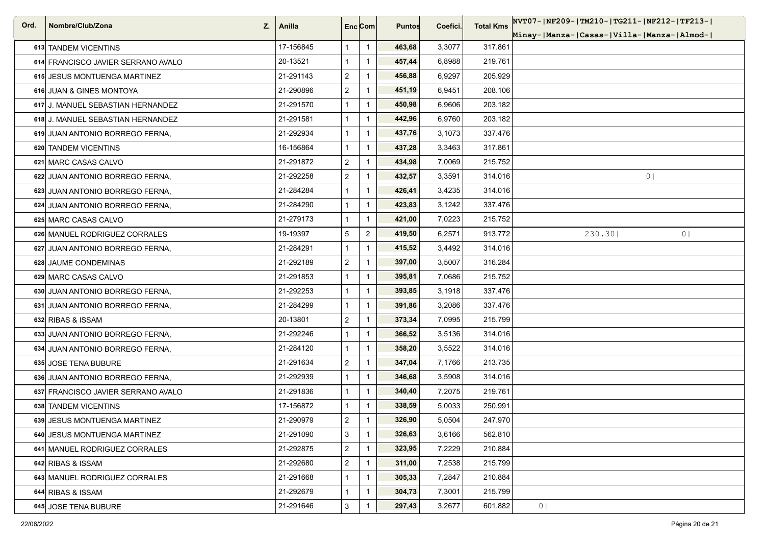| Ord. | Nombre/Club/Zona | Z. | Anilla | Enc | Com | Puntos | Coefici. | Total Kms | NVT07-\|NF209-\|TM210-\|TG211-\|NF212-\|TF213-\| Minay-\|Manza-\|Casas-\|Villa-\|Manza-\|Almod-\| |
|---|---|---|---|---|---|---|---|---|---|
| 613 | TANDEM VICENTINS | | 17-156845 | 1 | 1 | 463,68 | 3,3077 | 317.861 | |
| 614 | FRANCISCO JAVIER SERRANO AVALO | | 20-13521 | 1 | 1 | 457,44 | 6,8988 | 219.761 | |
| 615 | JESUS MONTUENGA MARTINEZ | | 21-291143 | 2 | 1 | 456,88 | 6,9297 | 205.929 | |
| 616 | JUAN & GINES MONTOYA | | 21-290896 | 2 | 1 | 451,19 | 6,9451 | 208.106 | |
| 617 | J. MANUEL SEBASTIAN HERNANDEZ | | 21-291570 | 1 | 1 | 450,98 | 6,9606 | 203.182 | |
| 618 | J. MANUEL SEBASTIAN HERNANDEZ | | 21-291581 | 1 | 1 | 442,96 | 6,9760 | 203.182 | |
| 619 | JUAN ANTONIO BORREGO FERNA, | | 21-292934 | 1 | 1 | 437,76 | 3,1073 | 337.476 | |
| 620 | TANDEM VICENTINS | | 16-156864 | 1 | 1 | 437,28 | 3,3463 | 317.861 | |
| 621 | MARC CASAS CALVO | | 21-291872 | 2 | 1 | 434,98 | 7,0069 | 215.752 | |
| 622 | JUAN ANTONIO BORREGO FERNA, | | 21-292258 | 2 | 1 | 432,57 | 3,3591 | 314.016 | 0\| |
| 623 | JUAN ANTONIO BORREGO FERNA, | | 21-284284 | 1 | 1 | 426,41 | 3,4235 | 314.016 | |
| 624 | JUAN ANTONIO BORREGO FERNA, | | 21-284290 | 1 | 1 | 423,83 | 3,1242 | 337.476 | |
| 625 | MARC CASAS CALVO | | 21-279173 | 1 | 1 | 421,00 | 7,0223 | 215.752 | |
| 626 | MANUEL RODRIGUEZ CORRALES | | 19-19397 | 5 | 2 | 419,50 | 6,2571 | 913.772 | 230.30\| 0\| |
| 627 | JUAN ANTONIO BORREGO FERNA, | | 21-284291 | 1 | 1 | 415,52 | 3,4492 | 314.016 | |
| 628 | JAUME CONDEMINAS | | 21-292189 | 2 | 1 | 397,00 | 3,5007 | 316.284 | |
| 629 | MARC CASAS CALVO | | 21-291853 | 1 | 1 | 395,81 | 7,0686 | 215.752 | |
| 630 | JUAN ANTONIO BORREGO FERNA, | | 21-292253 | 1 | 1 | 393,85 | 3,1918 | 337.476 | |
| 631 | JUAN ANTONIO BORREGO FERNA, | | 21-284299 | 1 | 1 | 391,86 | 3,2086 | 337.476 | |
| 632 | RIBAS & ISSAM | | 20-13801 | 2 | 1 | 373,34 | 7,0995 | 215.799 | |
| 633 | JUAN ANTONIO BORREGO FERNA, | | 21-292246 | 1 | 1 | 366,52 | 3,5136 | 314.016 | |
| 634 | JUAN ANTONIO BORREGO FERNA, | | 21-284120 | 1 | 1 | 358,20 | 3,5522 | 314.016 | |
| 635 | JOSE TENA BUBURE | | 21-291634 | 2 | 1 | 347,04 | 7,1766 | 213.735 | |
| 636 | JUAN ANTONIO BORREGO FERNA, | | 21-292939 | 1 | 1 | 346,68 | 3,5908 | 314.016 | |
| 637 | FRANCISCO JAVIER SERRANO AVALO | | 21-291836 | 1 | 1 | 340,40 | 7,2075 | 219.761 | |
| 638 | TANDEM VICENTINS | | 17-156872 | 1 | 1 | 338,59 | 5,0033 | 250.991 | |
| 639 | JESUS MONTUENGA MARTINEZ | | 21-290979 | 2 | 1 | 326,90 | 5,0504 | 247.970 | |
| 640 | JESUS MONTUENGA MARTINEZ | | 21-291090 | 3 | 1 | 326,63 | 3,6166 | 562.810 | |
| 641 | MANUEL RODRIGUEZ CORRALES | | 21-292875 | 2 | 1 | 323,95 | 7,2229 | 210.884 | |
| 642 | RIBAS & ISSAM | | 21-292680 | 2 | 1 | 311,00 | 7,2538 | 215.799 | |
| 643 | MANUEL RODRIGUEZ CORRALES | | 21-291668 | 1 | 1 | 305,33 | 7,2847 | 210.884 | |
| 644 | RIBAS & ISSAM | | 21-292679 | 1 | 1 | 304,73 | 7,3001 | 215.799 | |
| 645 | JOSE TENA BUBURE | | 21-291646 | 3 | 1 | 297,43 | 3,2677 | 601.882 | 0\| |

22/06/2022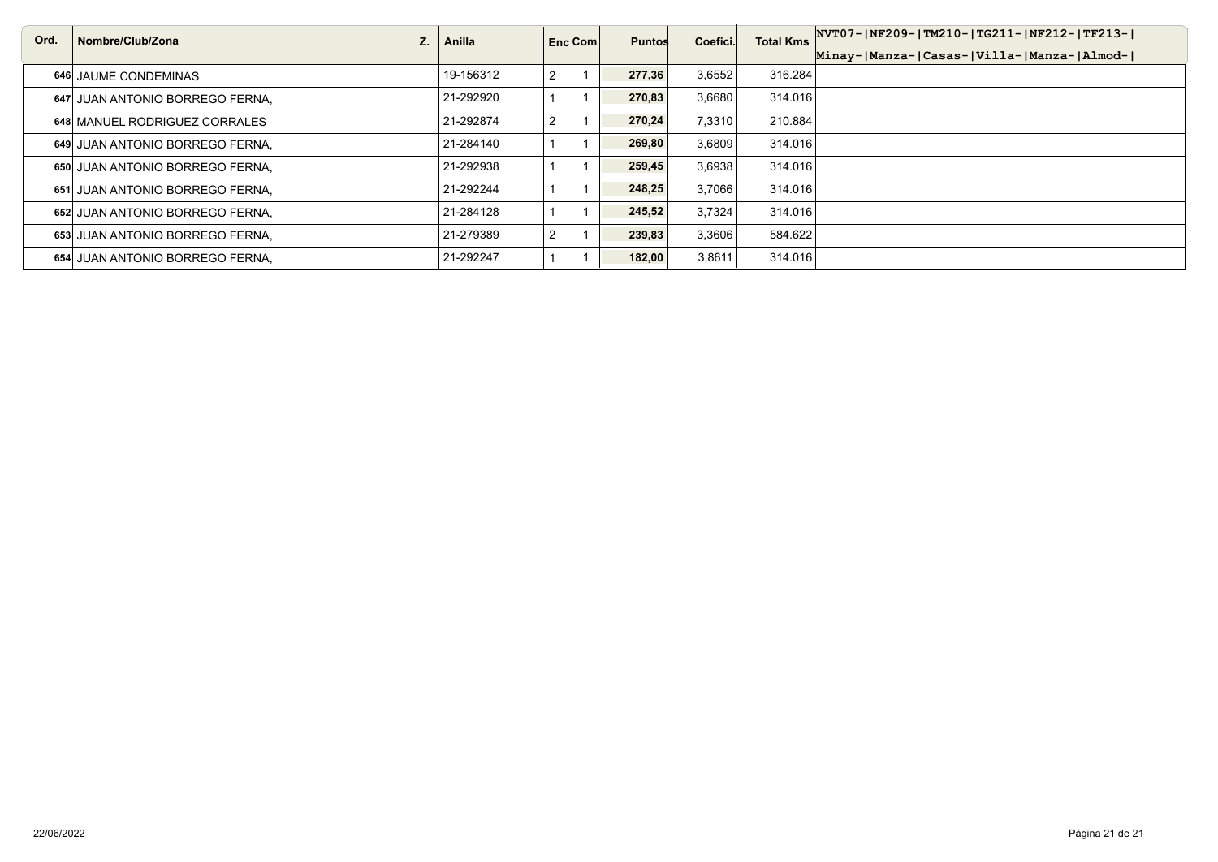| Ord. | Nombre/Club/Zona | Z. | Anilla | Enc | Com | Puntos | Coefici. | Total Kms | NVT07-\|NF209-\|TM210-\|TG211-\|NF212-\|TF213-\| Minay-\|Manza-\|Casas-\|Villa-\|Manza-\|Almod-\| |
|---|---|---|---|---|---|---|---|---|---|
| 646 | JAUME CONDEMINAS | | 19-156312 | 2 | 1 | **277,36** | 3,6552 | 316.284 | |
| 647 | JUAN ANTONIO BORREGO FERNA, | | 21-292920 | 1 | 1 | **270,83** | 3,6680 | 314.016 | |
| 648 | MANUEL RODRIGUEZ CORRALES | | 21-292874 | 2 | 1 | **270,24** | 7,3310 | 210.884 | |
| 649 | JUAN ANTONIO BORREGO FERNA, | | 21-284140 | 1 | 1 | **269,80** | 3,6809 | 314.016 | |
| 650 | JUAN ANTONIO BORREGO FERNA, | | 21-292938 | 1 | 1 | **259,45** | 3,6938 | 314.016 | |
| 651 | JUAN ANTONIO BORREGO FERNA, | | 21-292244 | 1 | 1 | **248,25** | 3,7066 | 314.016 | |
| 652 | JUAN ANTONIO BORREGO FERNA, | | 21-284128 | 1 | 1 | **245,52** | 3,7324 | 314.016 | |
| 653 | JUAN ANTONIO BORREGO FERNA, | | 21-279389 | 2 | 1 | **239,83** | 3,3606 | 584.622 | |
| 654 | JUAN ANTONIO BORREGO FERNA, | | 21-292247 | 1 | 1 | **182,00** | 3,8611 | 314.016 | |

22/06/2022